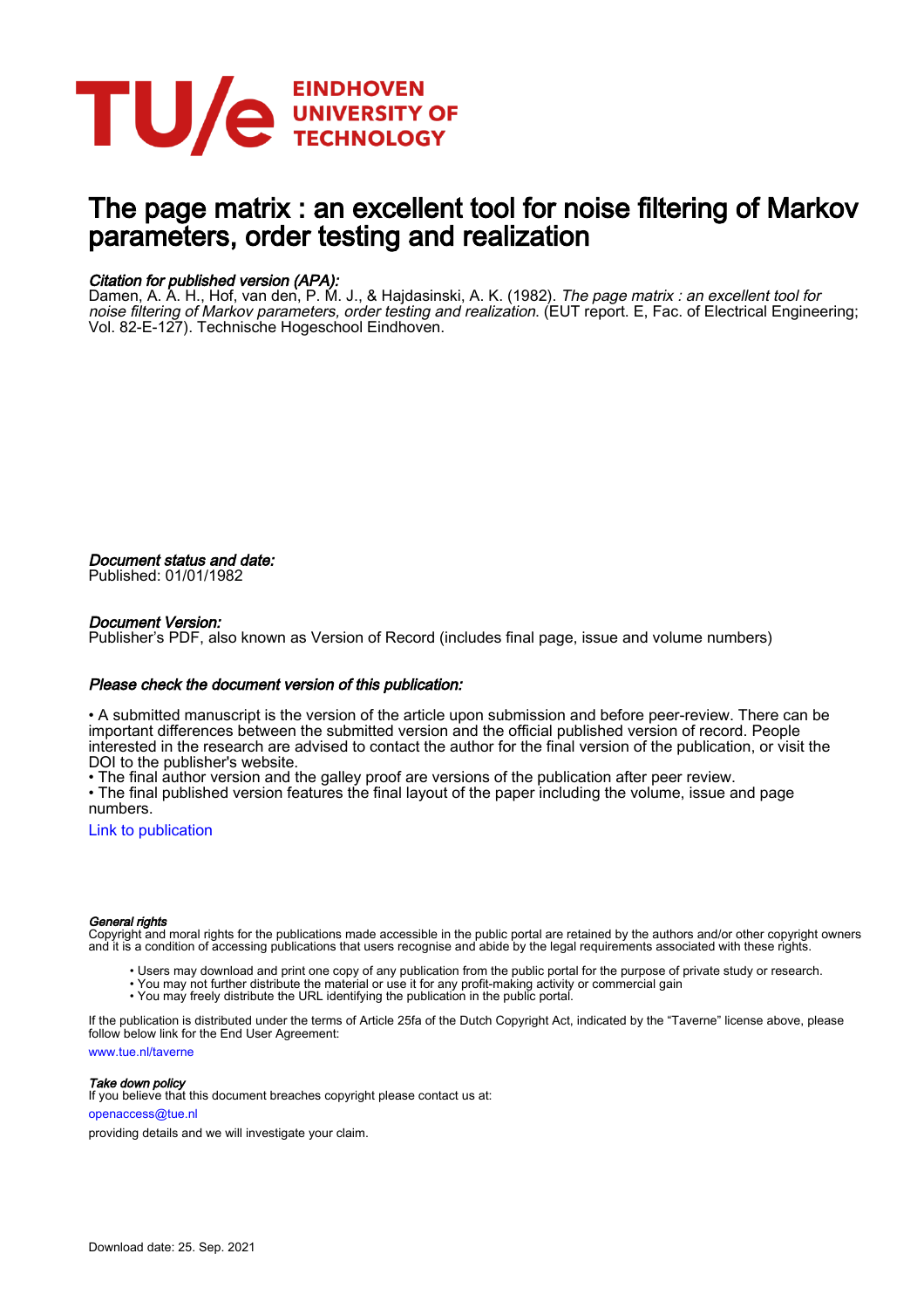EINDHOVEN UNIVERSITY OF TECHNOLOGY

# The page matrix : an excellent tool for noise filtering of Markov parameters, order testing and realization

*Citation for published version (APA):*

Damen, A. A. H., Hof, van den, P. M. J., & Hajdasinski, A. K. (1982). *The page matrix : an excellent tool for noise filtering of Markov parameters, order testing and realization*. (EUT report. E, Fac. of Electrical Engineering; Vol. 82-E-127). Technische Hogeschool Eindhoven.

*Document status and date:*

Published: 01/01/1982

*Document Version:*

Publisher's PDF, also known as Version of Record (includes final page, issue and volume numbers)

*Please check the document version of this publication:*

• A submitted manuscript is the version of the article upon submission and before peer-review. There can be important differences between the submitted version and the official published version of record. People interested in the research are advised to contact the author for the final version of the publication, or visit the DOI to the publisher's website.

• The final author version and the galley proof are versions of the publication after peer review.

• The final published version features the final layout of the paper including the volume, issue and page numbers.

Link to publication

*General rights*

Copyright and moral rights for the publications made accessible in the public portal are retained by the authors and/or other copyright owners and it is a condition of accessing publications that users recognise and abide by the legal requirements associated with these rights.

- Users may download and print one copy of any publication from the public portal for the purpose of private study or research.
- You may not further distribute the material or use it for any profit-making activity or commercial gain
- You may freely distribute the URL identifying the publication in the public portal.

If the publication is distributed under the terms of Article 25fa of the Dutch Copyright Act, indicated by the "Taverne" license above, please follow below link for the End User Agreement:

www.tue.nl/taverne

*Take down policy*

If you believe that this document breaches copyright please contact us at:

openaccess@tue.nl

providing details and we will investigate your claim.

Download date: 25. Sep. 2021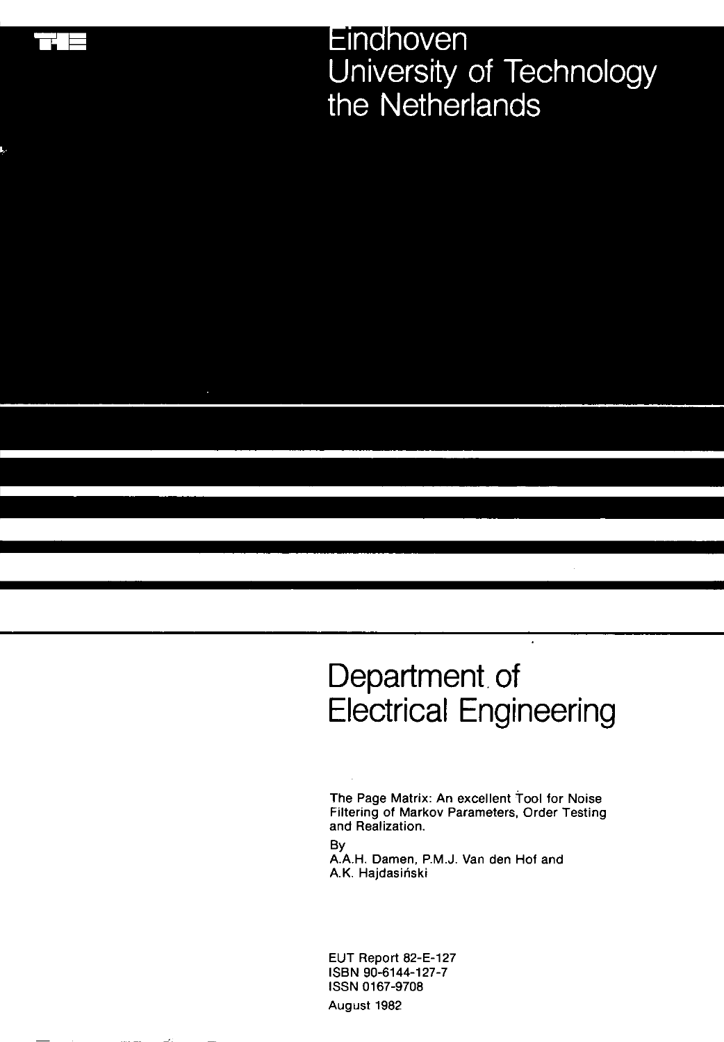Eindhoven
University of Technology
the Netherlands

# Department of Electrical Engineering

The Page Matrix: An excellent Tool for Noise Filtering of Markov Parameters, Order Testing and Realization.

By
A.A.H. Damen, P.M.J. Van den Hof and
A.K. Hajdasiński

EUT Report 82-E-127
ISBN 90-6144-127-7
ISSN 0167-9708
August 1982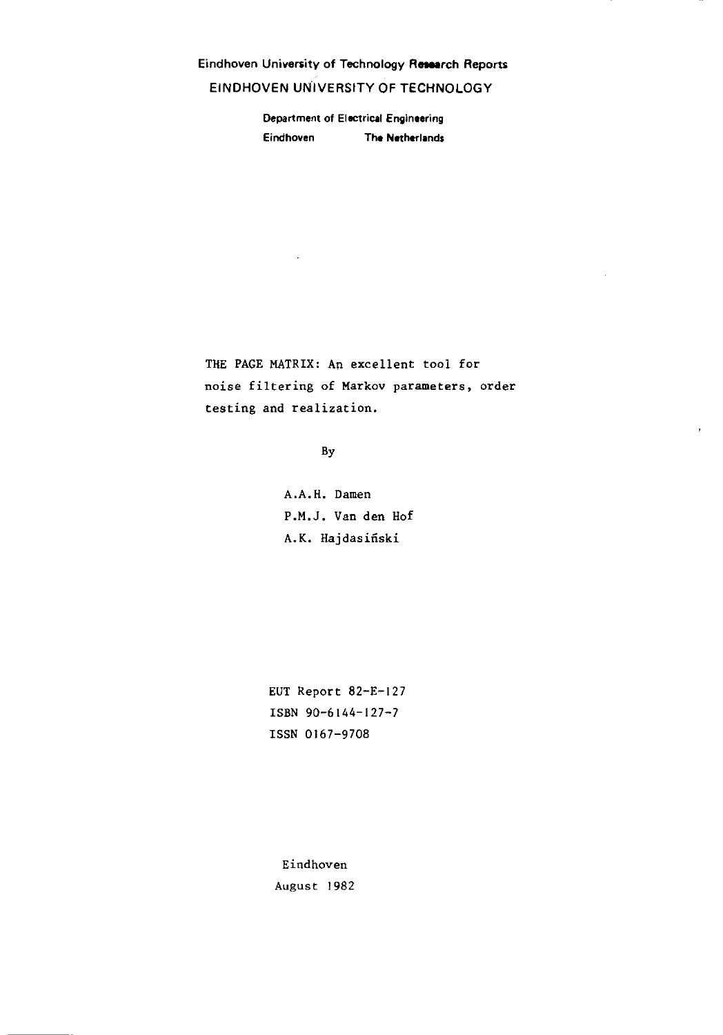Eindhoven University of Technology Research Reports

EINDHOVEN UNIVERSITY OF TECHNOLOGY

Department of Electrical Engineering

Eindhoven The Netherlands

# THE PAGE MATRIX: An excellent tool for noise filtering of Markov parameters, order testing and realization.

By

A.A.H. Damen

P.M.J. Van den Hof

A.K. Hajdasiński

EUT Report 82-E-127

ISBN 90-6144-127-7

ISSN 0167-9708

Eindhoven

August 1982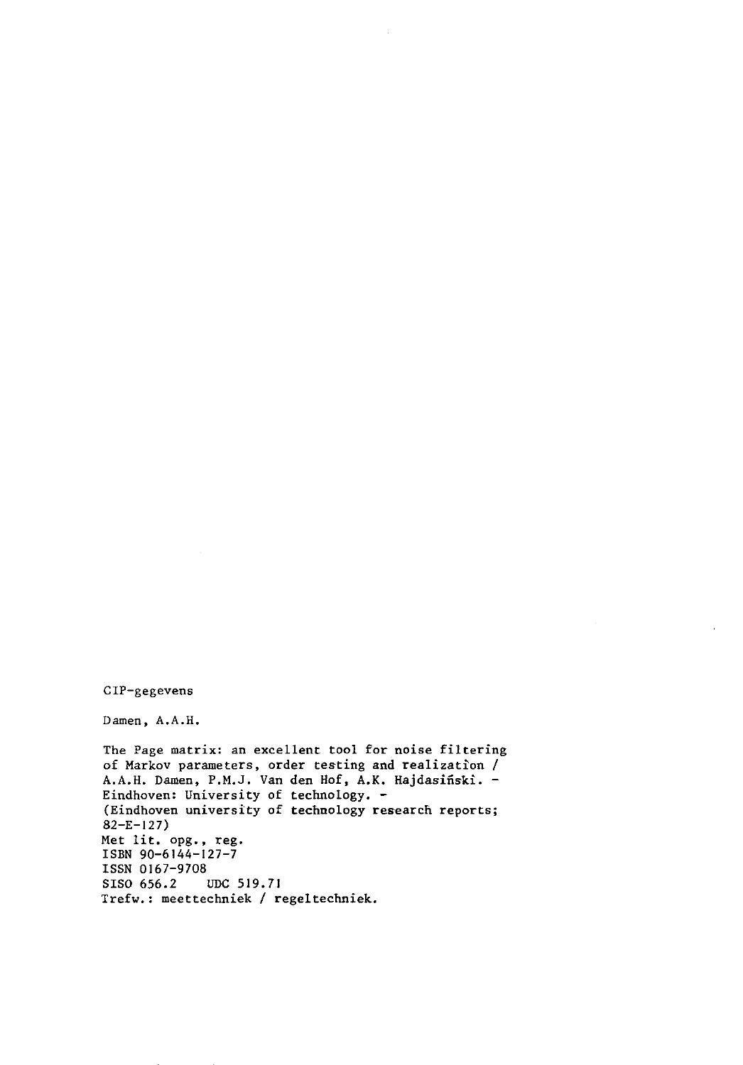CIP-gegevens

Damen, A.A.H.

The Page matrix: an excellent tool for noise filtering of Markov parameters, order testing and realizatìon / A.A.H. Damen, P.M.J. Van den Hof, A.K. Hajdasiński. - Eindhoven: University of technology. - (Eindhoven university of technology research reports; 82-E-127)
Met lit. opg., reg.
ISBN 90-6144-127-7
ISSN 0167-9708
SISO 656.2  UDC 519.71
Trefw.: meettechniek / regeltechniek.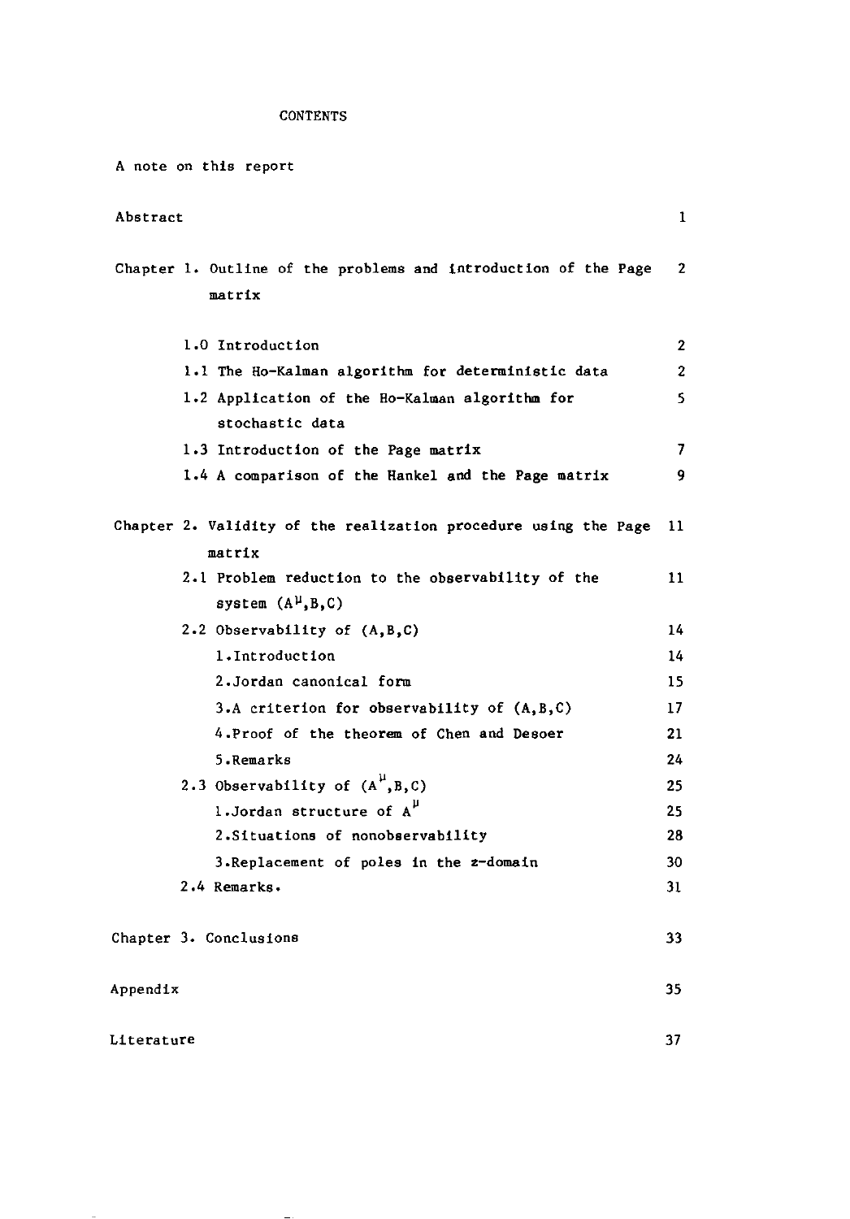# CONTENTS

A note on this report

| | |
|---|---|
| Abstract | 1 |
| Chapter 1. Outline of the problems and introduction of the Page matrix | 2 |
| 1.0 Introduction | 2 |
| 1.1 The Ho-Kalman algorithm for deterministic data | 2 |
| 1.2 Application of the Ho-Kalman algorithm for stochastic data | 5 |
| 1.3 Introduction of the Page matrix | 7 |
| 1.4 A comparison of the Hankel and the Page matrix | 9 |
| Chapter 2. Validity of the realization procedure using the Page matrix | 11 |
| 2.1 Problem reduction to the observability of the system $(A^{\mu},B,C)$ | 11 |
| 2.2 Observability of (A,B,C) | 14 |
| 1.Introduction | 14 |
| 2.Jordan canonical form | 15 |
| 3.A criterion for observability of (A,B,C) | 17 |
| 4.Proof of the theorem of Chen and Desoer | 21 |
| 5.Remarks | 24 |
| 2.3 Observability of $(A^{\mu},B,C)$ | 25 |
| 1.Jordan structure of $A^{\mu}$ | 25 |
| 2.Situations of nonobservability | 28 |
| 3.Replacement of poles in the z-domain | 30 |
| 2.4 Remarks. | 31 |
| Chapter 3. Conclusions | 33 |
| Appendix | 35 |
| Literature | 37 |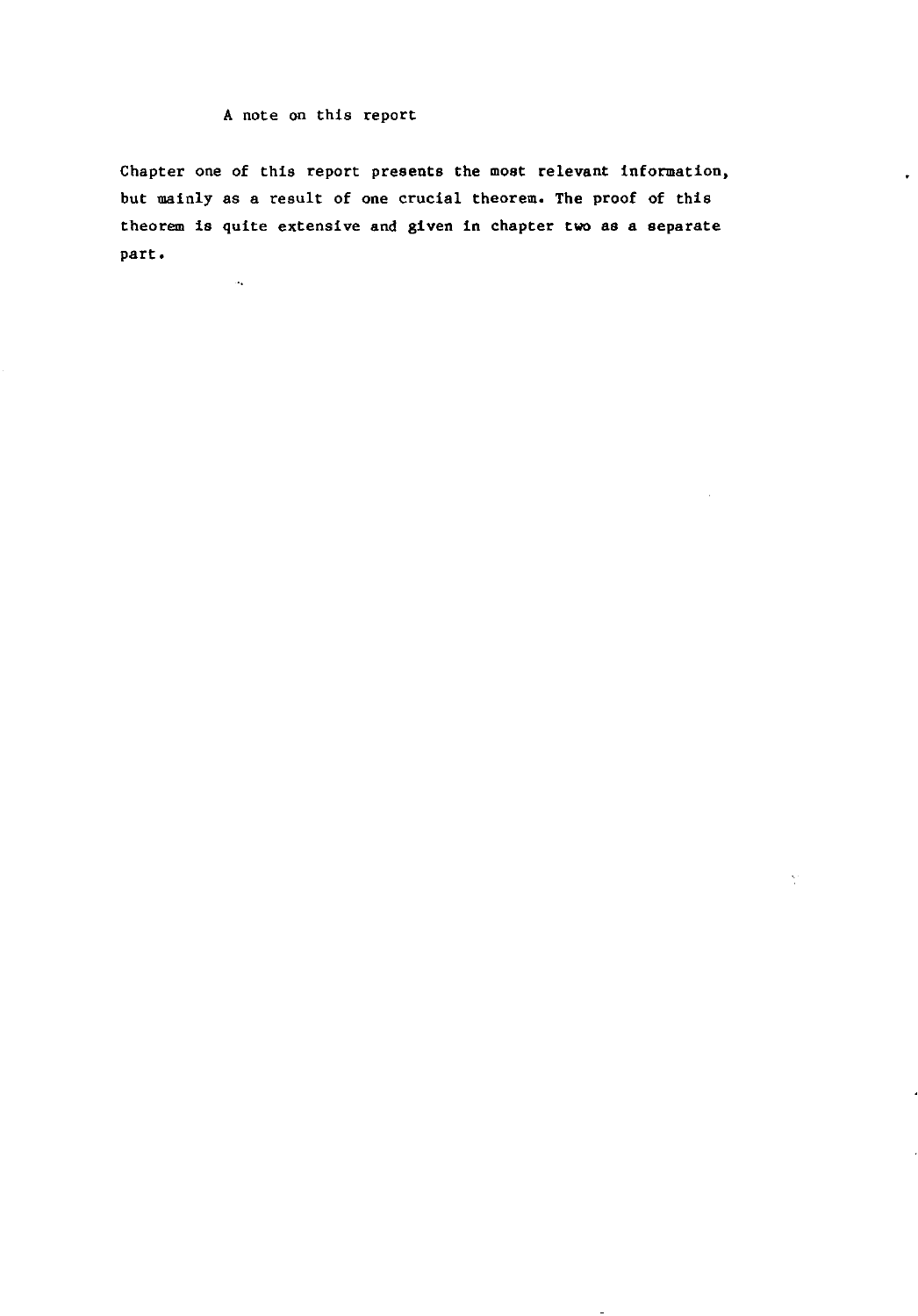## A note on this report

Chapter one of this report presents the most relevant information, but mainly as a result of one crucial theorem. The proof of this theorem is quite extensive and given in chapter two as a separate part.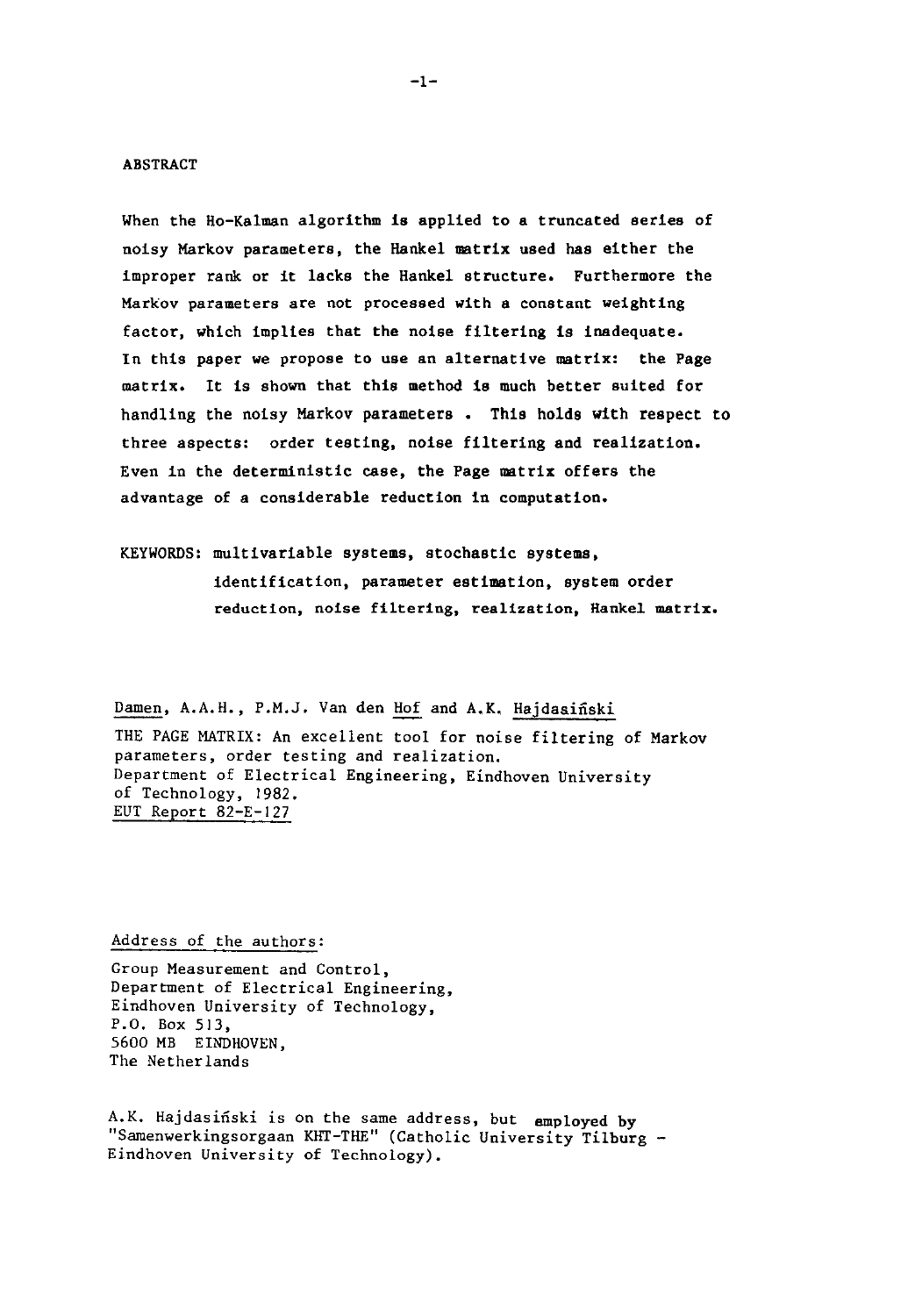## ABSTRACT

When the Ho-Kalman algorithm is applied to a truncated series of noisy Markov parameters, the Hankel matrix used has either the improper rank or it lacks the Hankel structure. Furthermore the Markov parameters are not processed with a constant weighting factor, which implies that the noise filtering is inadequate. In this paper we propose to use an alternative matrix: the Page matrix. It is shown that this method is much better suited for handling the noisy Markov parameters . This holds with respect to three aspects: order testing, noise filtering and realization. Even in the deterministic case, the Page matrix offers the advantage of a considerable reduction in computation.

KEYWORDS: multivariable systems, stochastic systems, identification, parameter estimation, system order reduction, noise filtering, realization, Hankel matrix.

Damen, A.A.H., P.M.J. Van den Hof and A.K. Hajdasiński

THE PAGE MATRIX: An excellent tool for noise filtering of Markov parameters, order testing and realization.
Department of Electrical Engineering, Eindhoven University of Technology, 1982.
EUT Report 82-E-127

Address of the authors:

Group Measurement and Control,
Department of Electrical Engineering,
Eindhoven University of Technology,
P.O. Box 513,
5600 MB EINDHOVEN,
The Netherlands

A.K. Hajdasiński is on the same address, but employed by "Samenwerkingsorgaan KHT-THE" (Catholic University Tilburg - Eindhoven University of Technology).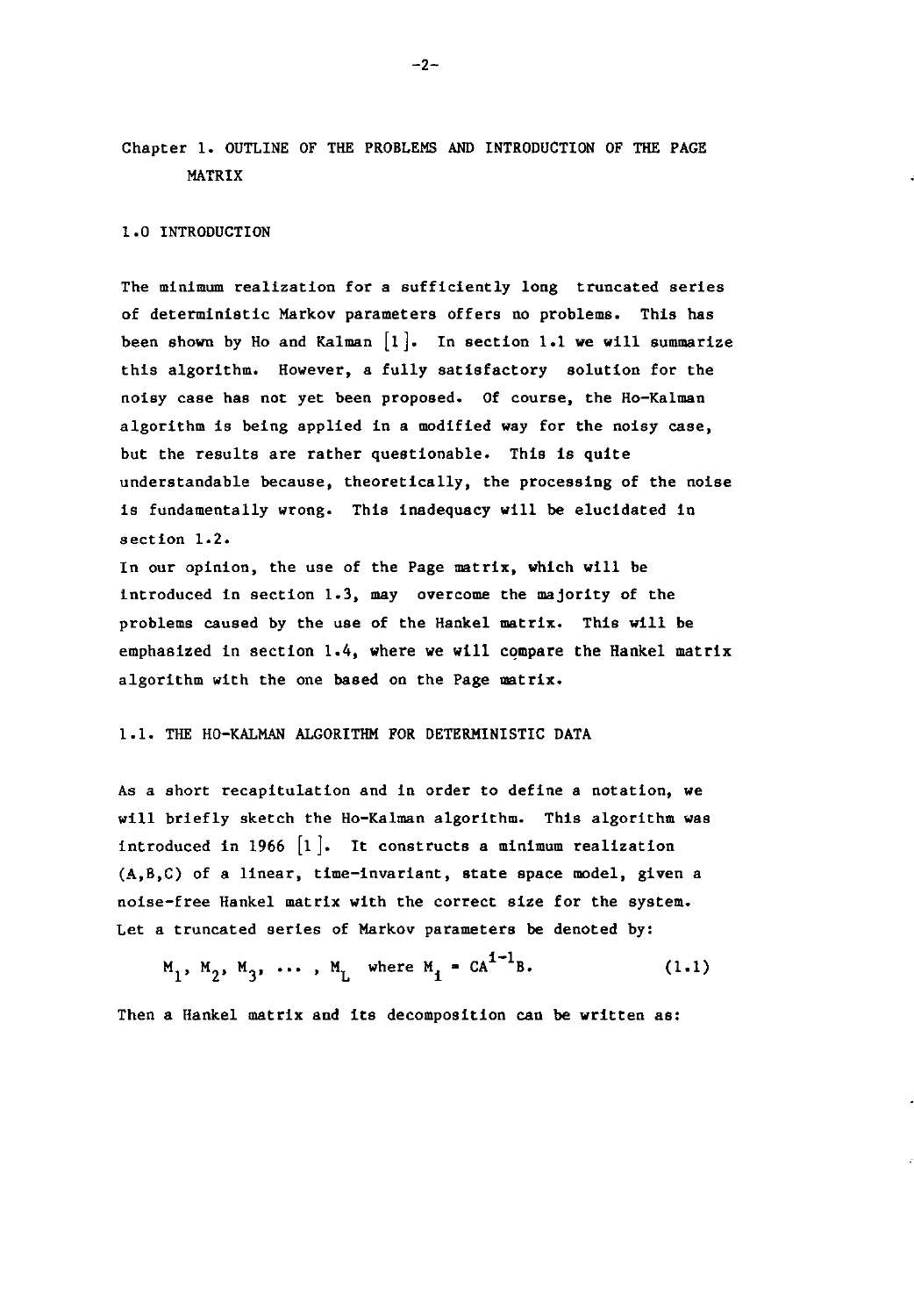# Chapter 1. OUTLINE OF THE PROBLEMS AND INTRODUCTION OF THE PAGE MATRIX

## 1.0 INTRODUCTION

The minimum realization for a sufficiently long truncated series of deterministic Markov parameters offers no problems. This has been shown by Ho and Kalman [1]. In section 1.1 we will summarize this algorithm. However, a fully satisfactory solution for the noisy case has not yet been proposed. Of course, the Ho-Kalman algorithm is being applied in a modified way for the noisy case, but the results are rather questionable. This is quite understandable because, theoretically, the processing of the noise is fundamentally wrong. This inadequacy will be elucidated in section 1.2.

In our opinion, the use of the Page matrix, which will be introduced in section 1.3, may overcome the majority of the problems caused by the use of the Hankel matrix. This will be emphasized in section 1.4, where we will compare the Hankel matrix algorithm with the one based on the Page matrix.

## 1.1. THE HO-KALMAN ALGORITHM FOR DETERMINISTIC DATA

As a short recapitulation and in order to define a notation, we will briefly sketch the Ho-Kalman algorithm. This algorithm was introduced in 1966 [1]. It constructs a minimum realization (A,B,C) of a linear, time-invariant, state space model, given a noise-free Hankel matrix with the correct size for the system. Let a truncated series of Markov parameters be denoted by:

$$M_1, M_2, M_3, \dots, M_L \quad \text{where } M_i = CA^{i-1}B. \tag{1.1}$$

Then a Hankel matrix and its decomposition can be written as: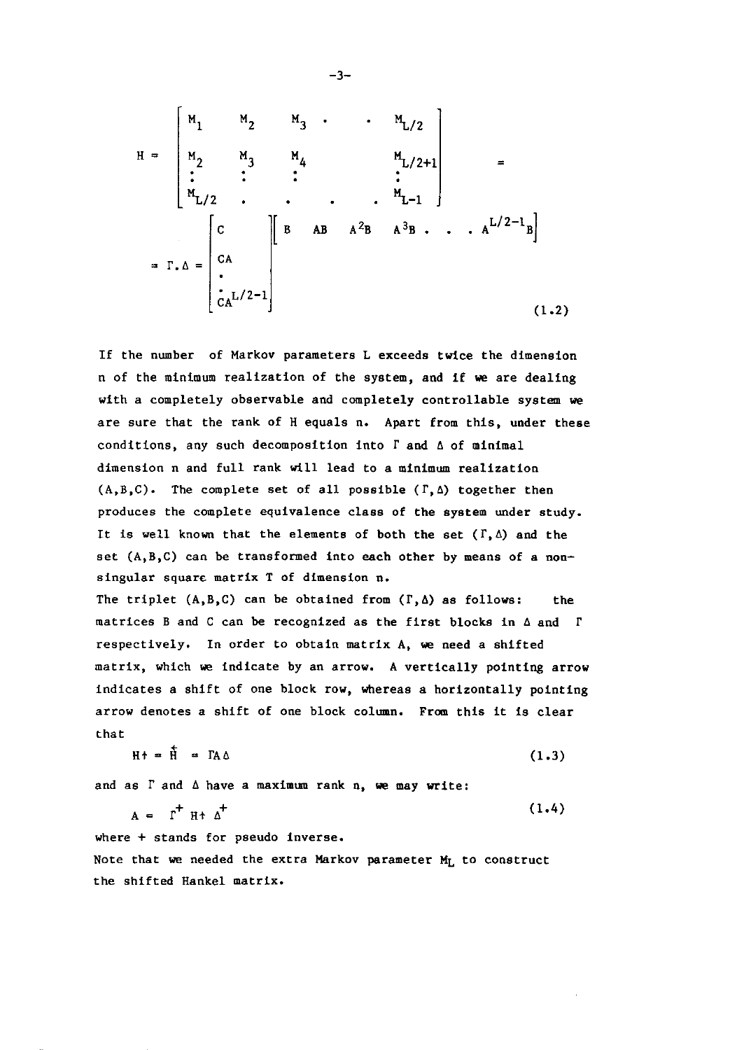$$H = \begin{bmatrix} M_1 & M_2 & M_3 & \cdot & \cdot & M_{L/2} \\ M_2 & M_3 & M_4 & & & M_{L/2+1} \\ \vdots & \vdots & \vdots & & & \vdots \\ M_{L/2} & \cdot & \cdot & \cdot & \cdot & M_{L-1} \end{bmatrix} =$$

$$= \Gamma . \Delta = \begin{bmatrix} C \\ CA \\ \cdot \\ \vdots \\ CA^{L/2-1} \end{bmatrix} \begin{bmatrix} B & AB & A^2B & A^3B & . & . & . & A^{L/2-1}B \end{bmatrix} \tag{1.2}$$

If the number of Markov parameters L exceeds twice the dimension n of the minimum realization of the system, and if we are dealing with a completely observable and completely controllable system we are sure that the rank of H equals n. Apart from this, under these conditions, any such decomposition into $\Gamma$ and $\Delta$ of minimal dimension n and full rank will lead to a minimum realization (A,B,C). The complete set of all possible $(\Gamma,\Delta)$ together then produces the complete equivalence class of the system under study. It is well known that the elements of both the set $(\Gamma,\Delta)$ and the set (A,B,C) can be transformed into each other by means of a non-singular square matrix T of dimension n.

The triplet (A,B,C) can be obtained from $(\Gamma,\Delta)$ as follows: the matrices B and C can be recognized as the first blocks in $\Delta$ and $\Gamma$ respectively. In order to obtain matrix A, we need a shifted matrix, which we indicate by an arrow. A vertically pointing arrow indicates a shift of one block row, whereas a horizontally pointing arrow denotes a shift of one block column. From this it is clear that

$$H\leftarrow = \overset{\uparrow}{H} = \Gamma A \Delta \tag{1.3}$$

and as $\Gamma$ and $\Delta$ have a maximum rank n, we may write:

$$A = \Gamma^{+} \, H\leftarrow \, \Delta^{+} \tag{1.4}$$

where + stands for pseudo inverse.

Note that we needed the extra Markov parameter $M_L$ to construct the shifted Hankel matrix.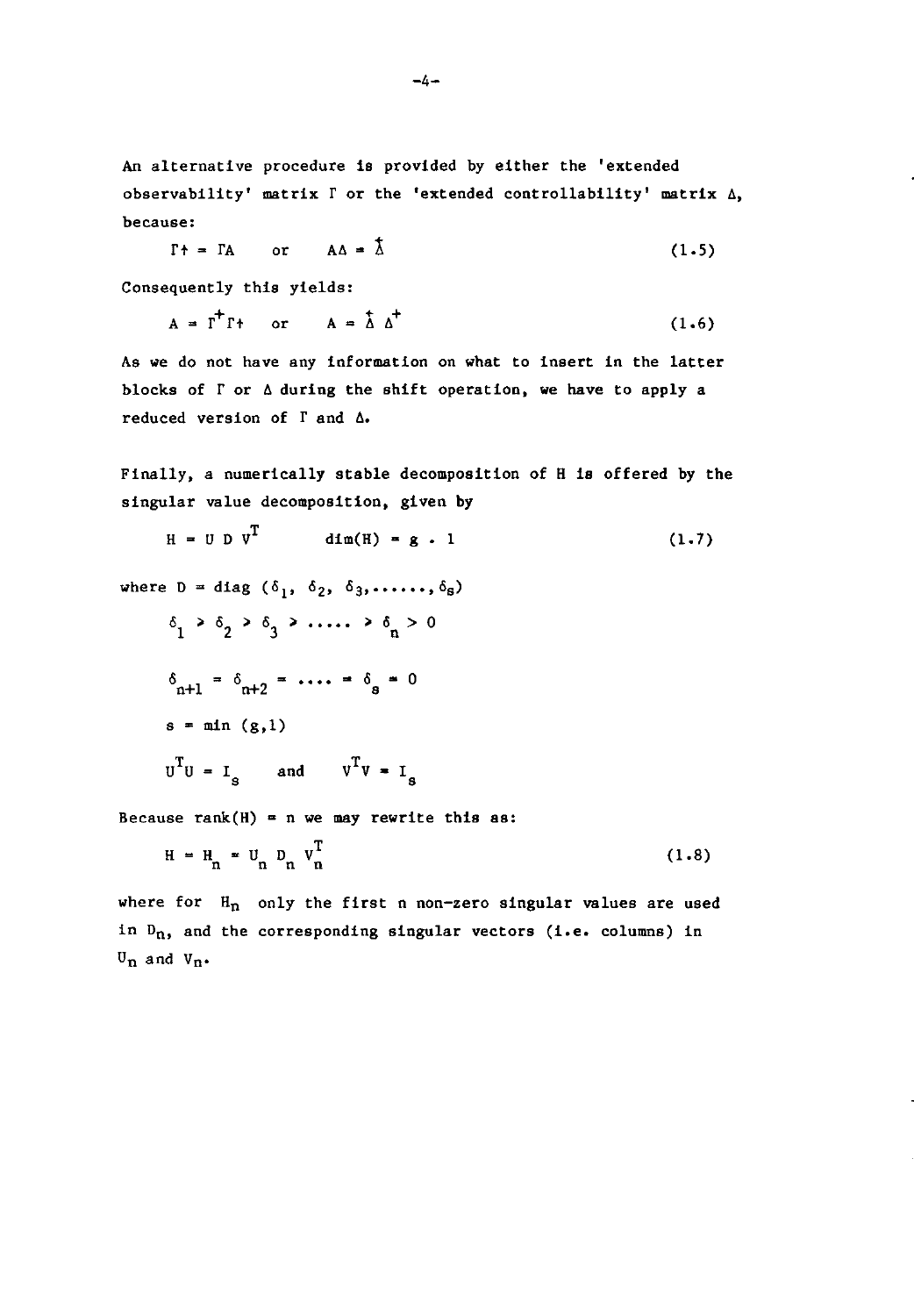An alternative procedure is provided by either the 'extended observability' matrix $\Gamma$ or the 'extended controllability' matrix $\Delta$, because:

$$\Gamma\uparrow = \Gamma A \qquad \text{or} \qquad A\Delta = \overset{\leftarrow}{\Delta} \tag{1.5}$$

Consequently this yields:

$$A = \Gamma^{+}\Gamma\uparrow \qquad \text{or} \qquad A = \overset{\leftarrow}{\Delta}\,\Delta^{+} \tag{1.6}$$

As we do not have any information on what to insert in the latter blocks of $\Gamma$ or $\Delta$ during the shift operation, we have to apply a reduced version of $\Gamma$ and $\Delta$.

Finally, a numerically stable decomposition of H is offered by the singular value decomposition, given by

$$H = U\,D\,V^{T} \qquad \dim(H) = g\,.\,l \tag{1.7}$$

where $D = \mathrm{diag}\,(\delta_1,\ \delta_2,\ \delta_3, \ldots\ldots, \delta_s)$

$$\delta_1 \geq \delta_2 \geq \delta_3 \geq \ldots\ldots \geq \delta_n > 0$$

$$\delta_{n+1} = \delta_{n+2} = \ldots\ldots = \delta_s = 0$$

$$s = \min\,(g, l)$$

$$U^{T}U = I_s \qquad \text{and} \qquad V^{T}V = I_s$$

Because $\mathrm{rank}(H) = n$ we may rewrite this as:

$$H = H_n = U_n\,D_n\,V_n^{T} \tag{1.8}$$

where for $H_n$ only the first n non-zero singular values are used in $D_n$, and the corresponding singular vectors (i.e. columns) in $U_n$ and $V_n$.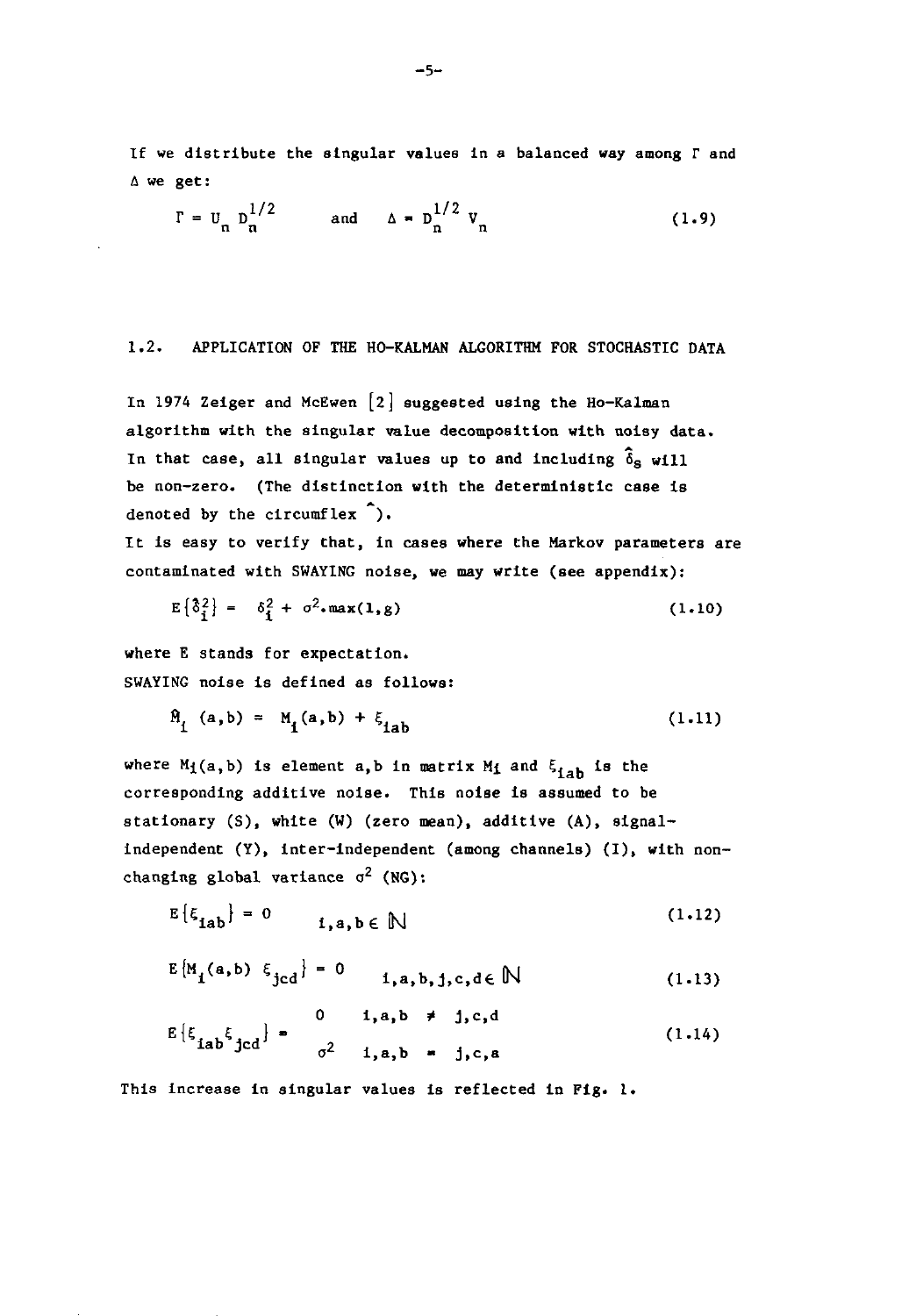If we distribute the singular values in a balanced way among $\Gamma$ and $\Delta$ we get:

$$\Gamma = U_n \, D_n^{1/2} \qquad \text{and} \qquad \Delta = D_n^{1/2} \, V_n \tag{1.9}$$

## 1.2. APPLICATION OF THE HO-KALMAN ALGORITHM FOR STOCHASTIC DATA

In 1974 Zeiger and McEwen [2] suggested using the Ho-Kalman algorithm with the singular value decomposition with noisy data. In that case, all singular values up to and including $\hat{\delta}_s$ will be non-zero. (The distinction with the deterministic case is denoted by the circumflex ^).

It is easy to verify that, in cases where the Markov parameters are contaminated with SWAYING noise, we may write (see appendix):

$$E\{\hat{\delta}_i^2\} = \delta_i^2 + \sigma^2 \cdot \max(1,g) \tag{1.10}$$

where E stands for expectation.

SWAYING noise is defined as follows:

$$\hat{M}_i \, (a,b) = M_i(a,b) + \xi_{iab} \tag{1.11}$$

where $M_i(a,b)$ is element a,b in matrix $M_i$ and $\xi_{iab}$ is the corresponding additive noise. This noise is assumed to be stationary (S), white (W) (zero mean), additive (A), signal-independent (Y), inter-independent (among channels) (I), with non-changing global variance $\sigma^2$ (NG):

$$E\{\xi_{iab}\} = 0 \qquad i,a,b \in \mathbb{N} \tag{1.12}$$

$$E\{M_i(a,b) \; \xi_{jcd}\} = 0 \qquad i,a,b,j,c,d \in \mathbb{N} \tag{1.13}$$

$$E\{\xi_{iab}\xi_{jcd}\} = \begin{cases} 0 & i,a,b \neq j,c,d \\ \sigma^2 & i,a,b = j,c,a \end{cases} \tag{1.14}$$

This increase in singular values is reflected in Fig. 1.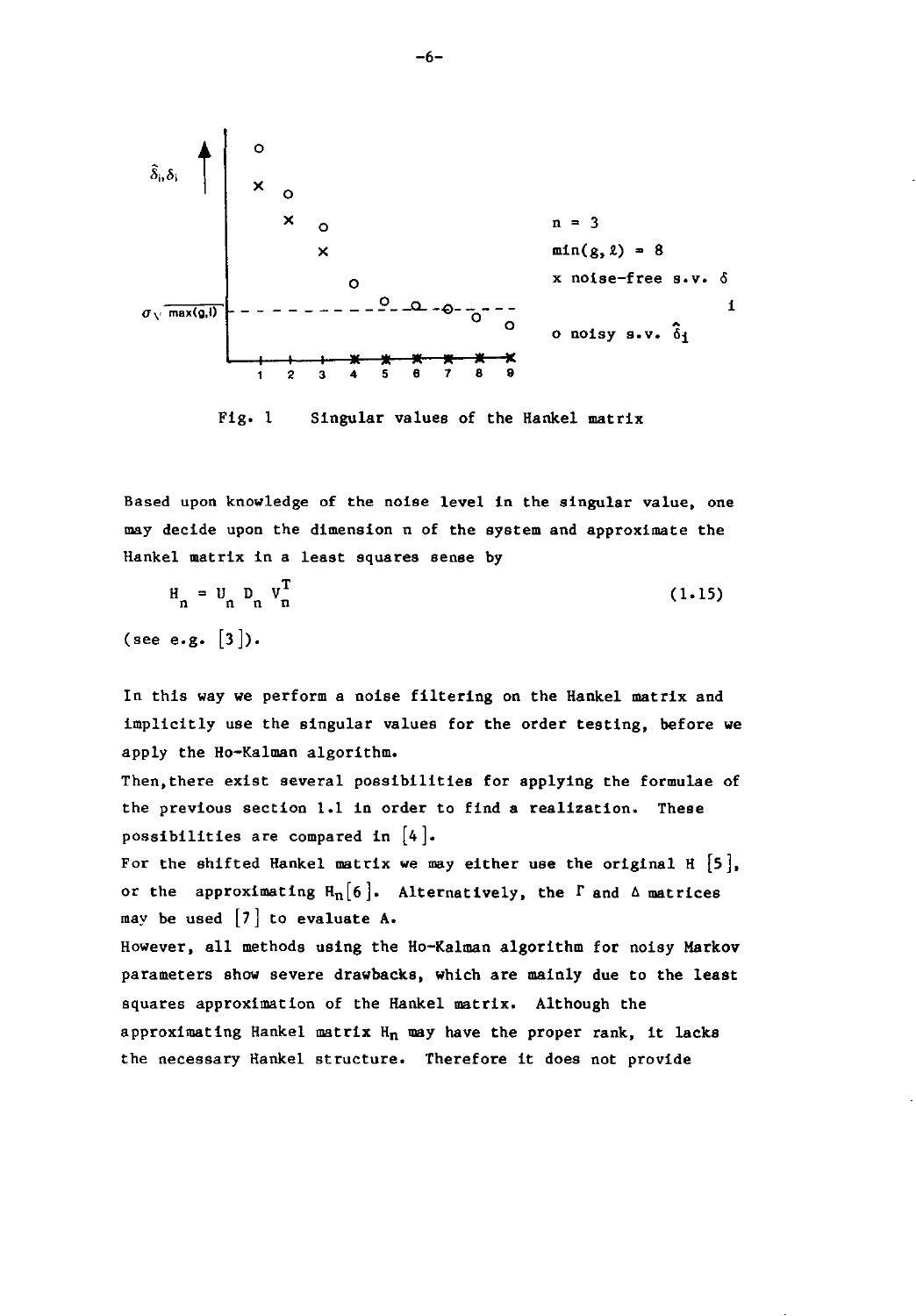Fig. 1 Singular values of the Hankel matrix

Based upon knowledge of the noise level in the singular value, one may decide upon the dimension n of the system and approximate the Hankel matrix in a least squares sense by

$$H_n = U_n D_n V_n^T \tag{1.15}$$

(see e.g. [3]).

In this way we perform a noise filtering on the Hankel matrix and implicitly use the singular values for the order testing, before we apply the Ho-Kalman algorithm.

Then, there exist several possibilities for applying the formulae of the previous section 1.1 in order to find a realization. These possibilities are compared in [4].

For the shifted Hankel matrix we may either use the original H [5], or the approximating $H_n$[6]. Alternatively, the $\Gamma$ and $\Delta$ matrices may be used [7] to evaluate A.

However, all methods using the Ho-Kalman algorithm for noisy Markov parameters show severe drawbacks, which are mainly due to the least squares approximation of the Hankel matrix. Although the approximating Hankel matrix $H_n$ may have the proper rank, it lacks the necessary Hankel structure. Therefore it does not provide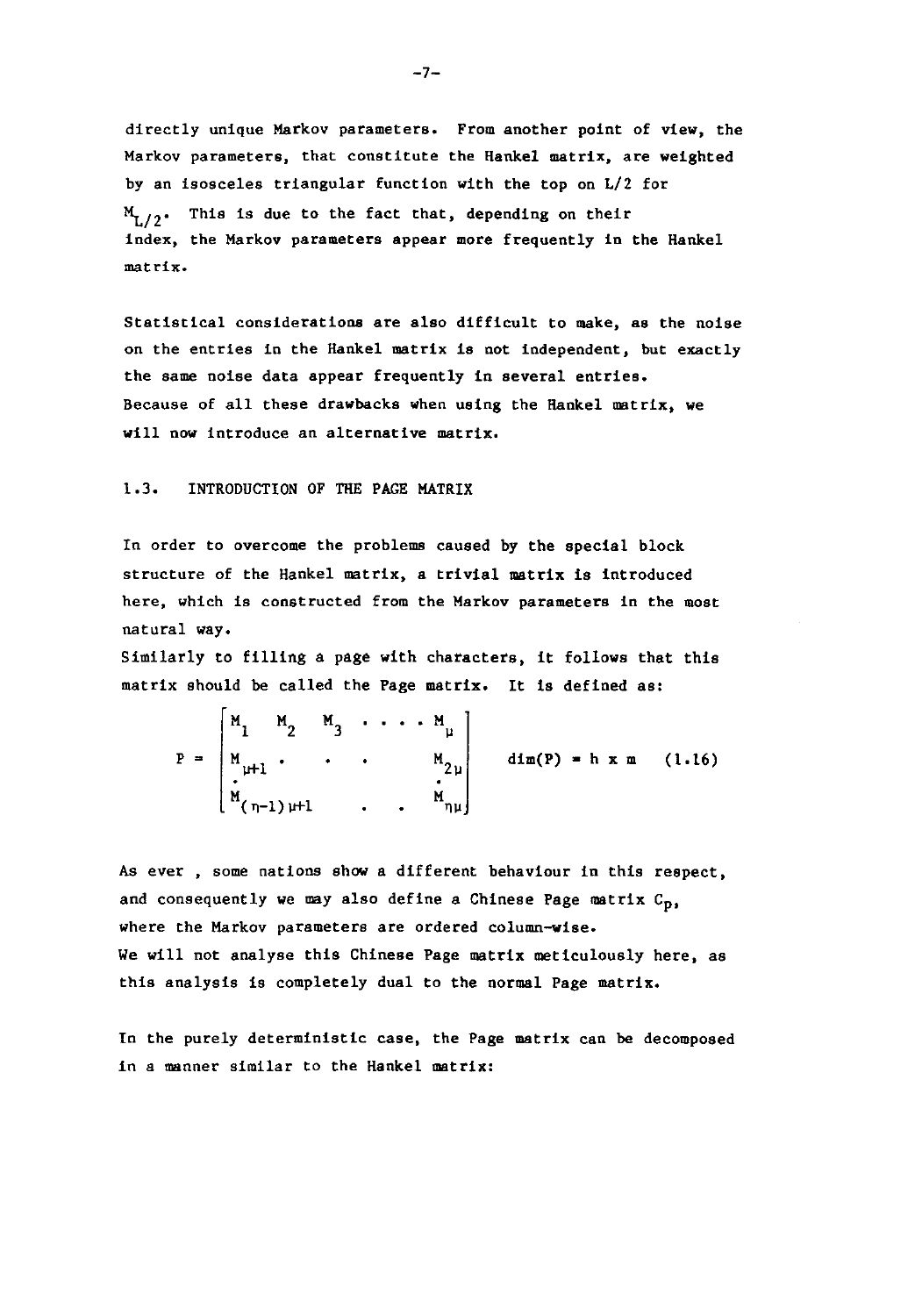directly unique Markov parameters. From another point of view, the Markov parameters, that constitute the Hankel matrix, are weighted by an isosceles triangular function with the top on $L/2$ for $M_{L/2}$. This is due to the fact that, depending on their index, the Markov parameters appear more frequently in the Hankel matrix.

Statistical considerations are also difficult to make, as the noise on the entries in the Hankel matrix is not independent, but exactly the same noise data appear frequently in several entries. Because of all these drawbacks when using the Hankel matrix, we will now introduce an alternative matrix.

## 1.3. INTRODUCTION OF THE PAGE MATRIX

In order to overcome the problems caused by the special block structure of the Hankel matrix, a trivial matrix is introduced here, which is constructed from the Markov parameters in the most natural way.
Similarly to filling a page with characters, it follows that this matrix should be called the Page matrix. It is defined as:

$$P = \begin{bmatrix} M_1 & M_2 & M_3 & \cdots & M_\mu \\ M_{\mu+1} & \cdot & \cdot & & M_{2\mu} \\ \cdot & & & & \cdot \\ M_{(\eta-1)\mu+1} & & \cdot & \cdot & M_{\eta\mu} \end{bmatrix} \qquad \dim(P) = h \times m \qquad (1.16)$$

As ever , some nations show a different behaviour in this respect, and consequently we may also define a Chinese Page matrix $C_P$, where the Markov parameters are ordered column-wise.
We will not analyse this Chinese Page matrix meticulously here, as this analysis is completely dual to the normal Page matrix.

In the purely deterministic case, the Page matrix can be decomposed in a manner similar to the Hankel matrix: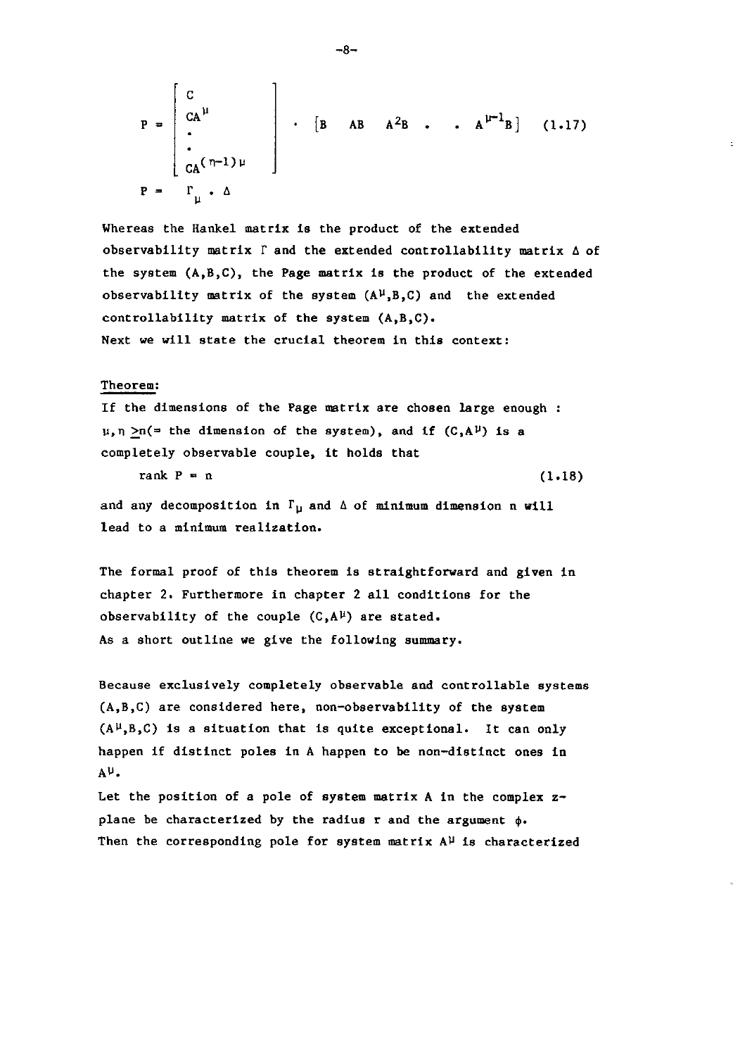$$P = \begin{bmatrix} C \\ CA^{\mu} \\ \cdot \\ \cdot \\ CA^{(\eta-1)\mu} \end{bmatrix} \cdot \begin{bmatrix} B & AB & A^2B & \cdot & \cdot & A^{\mu-1}B \end{bmatrix} \quad (1.17)$$

$$P = \Gamma_{\mu} \cdot \Delta$$

Whereas the Hankel matrix is the product of the extended observability matrix $\Gamma$ and the extended controllability matrix $\Delta$ of the system (A,B,C), the Page matrix is the product of the extended observability matrix of the system $(A^{\mu},B,C)$ and the extended controllability matrix of the system (A,B,C).
Next we will state the crucial theorem in this context:

<u>Theorem:</u>

If the dimensions of the Page matrix are chosen large enough : $\mu,\eta \geq n$(= the dimension of the system), and if $(C,A^{\mu})$ is a completely observable couple, it holds that

$$\text{rank } P = n \quad (1.18)$$

and any decomposition in $\Gamma_{\mu}$ and $\Delta$ of minimum dimension n will lead to a minimum realization.

The formal proof of this theorem is straightforward and given in chapter 2. Furthermore in chapter 2 all conditions for the observability of the couple $(C,A^{\mu})$ are stated.
As a short outline we give the following summary.

Because exclusively completely observable and controllable systems (A,B,C) are considered here, non-observability of the system $(A^{\mu},B,C)$ is a situation that is quite exceptional. It can only happen if distinct poles in A happen to be non-distinct ones in $A^{\mu}$.
Let the position of a pole of system matrix A in the complex z-plane be characterized by the radius r and the argument $\phi$.
Then the corresponding pole for system matrix $A^{\mu}$ is characterized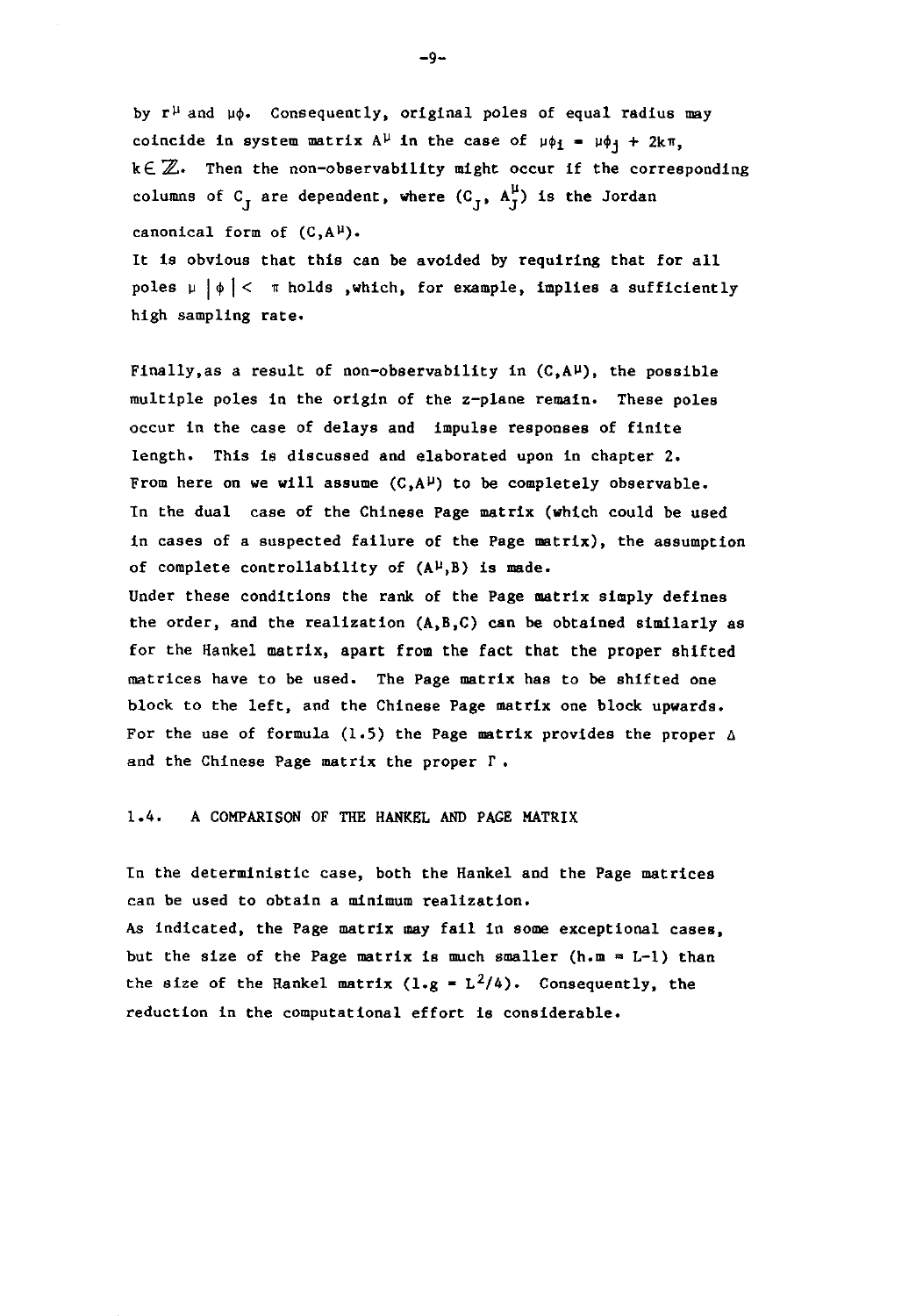by $r^{\mu}$ and $\mu\phi$. Consequently, original poles of equal radius may coincide in system matrix $A^{\mu}$ in the case of $\mu\phi_i = \mu\phi_j + 2k\pi$, $k \in \mathbb{Z}$. Then the non-observability might occur if the corresponding columns of $C_J$ are dependent, where $(C_J, A_J^{\mu})$ is the Jordan canonical form of $(C, A^{\mu})$.

It is obvious that this can be avoided by requiring that for all poles $\mu\,|\phi| < \pi$ holds ,which, for example, implies a sufficiently high sampling rate.

Finally,as a result of non-observability in $(C, A^{\mu})$, the possible multiple poles in the origin of the z-plane remain. These poles occur in the case of delays and impulse responses of finite length. This is discussed and elaborated upon in chapter 2.
From here on we will assume $(C, A^{\mu})$ to be completely observable.
In the dual case of the Chinese Page matrix (which could be used in cases of a suspected failure of the Page matrix), the assumption of complete controllability of $(A^{\mu}, B)$ is made.
Under these conditions the rank of the Page matrix simply defines the order, and the realization (A,B,C) can be obtained similarly as for the Hankel matrix, apart from the fact that the proper shifted matrices have to be used. The Page matrix has to be shifted one block to the left, and the Chinese Page matrix one block upwards.
For the use of formula (1.5) the Page matrix provides the proper $\Delta$ and the Chinese Page matrix the proper $\Gamma$.

## 1.4. A COMPARISON OF THE HANKEL AND PAGE MATRIX

In the deterministic case, both the Hankel and the Page matrices can be used to obtain a minimum realization.
As indicated, the Page matrix may fail in some exceptional cases, but the size of the Page matrix is much smaller $(h.m = L-1)$ than the size of the Hankel matrix $(l.g = L^2/4)$. Consequently, the reduction in the computational effort is considerable.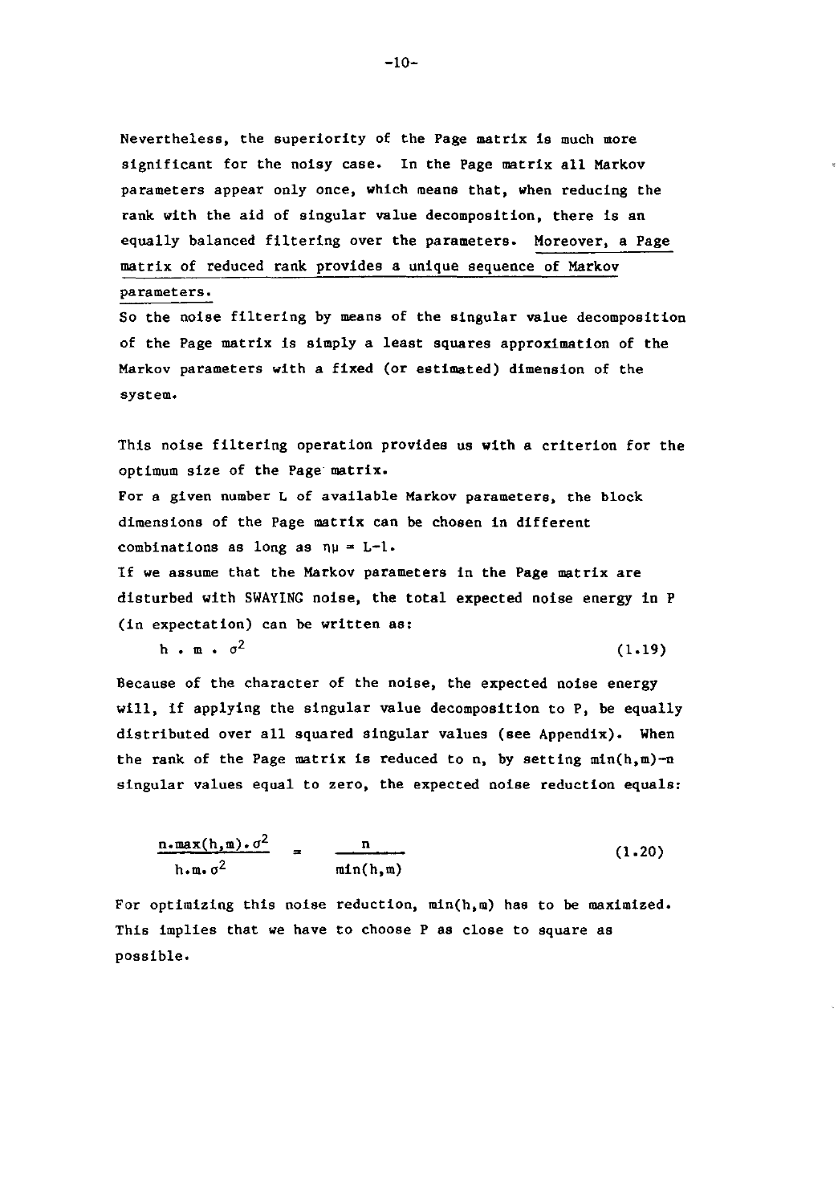Nevertheless, the superiority of the Page matrix is much more significant for the noisy case. In the Page matrix all Markov parameters appear only once, which means that, when reducing the rank with the aid of singular value decomposition, there is an equally balanced filtering over the parameters. <u>Moreover, a Page matrix of reduced rank provides a unique sequence of Markov parameters.</u>

So the noise filtering by means of the singular value decomposition of the Page matrix is simply a least squares approximation of the Markov parameters with a fixed (or estimated) dimension of the system.

This noise filtering operation provides us with a criterion for the optimum size of the Page matrix.

For a given number L of available Markov parameters, the block dimensions of the Page matrix can be chosen in different combinations as long as $\eta\mu = L-1$.

If we assume that the Markov parameters in the Page matrix are disturbed with SWAYING noise, the total expected noise energy in P (in expectation) can be written as:

$$h \cdot m \cdot \sigma^2 \tag{1.19}$$

Because of the character of the noise, the expected noise energy will, if applying the singular value decomposition to P, be equally distributed over all squared singular values (see Appendix). When the rank of the Page matrix is reduced to n, by setting min(h,m)-n singular values equal to zero, the expected noise reduction equals:

$$\frac{n \cdot \max(h,m) \cdot \sigma^2}{h \cdot m \cdot \sigma^2} = \frac{n}{\min(h,m)} \tag{1.20}$$

For optimizing this noise reduction, min(h,m) has to be maximized. This implies that we have to choose P as close to square as possible.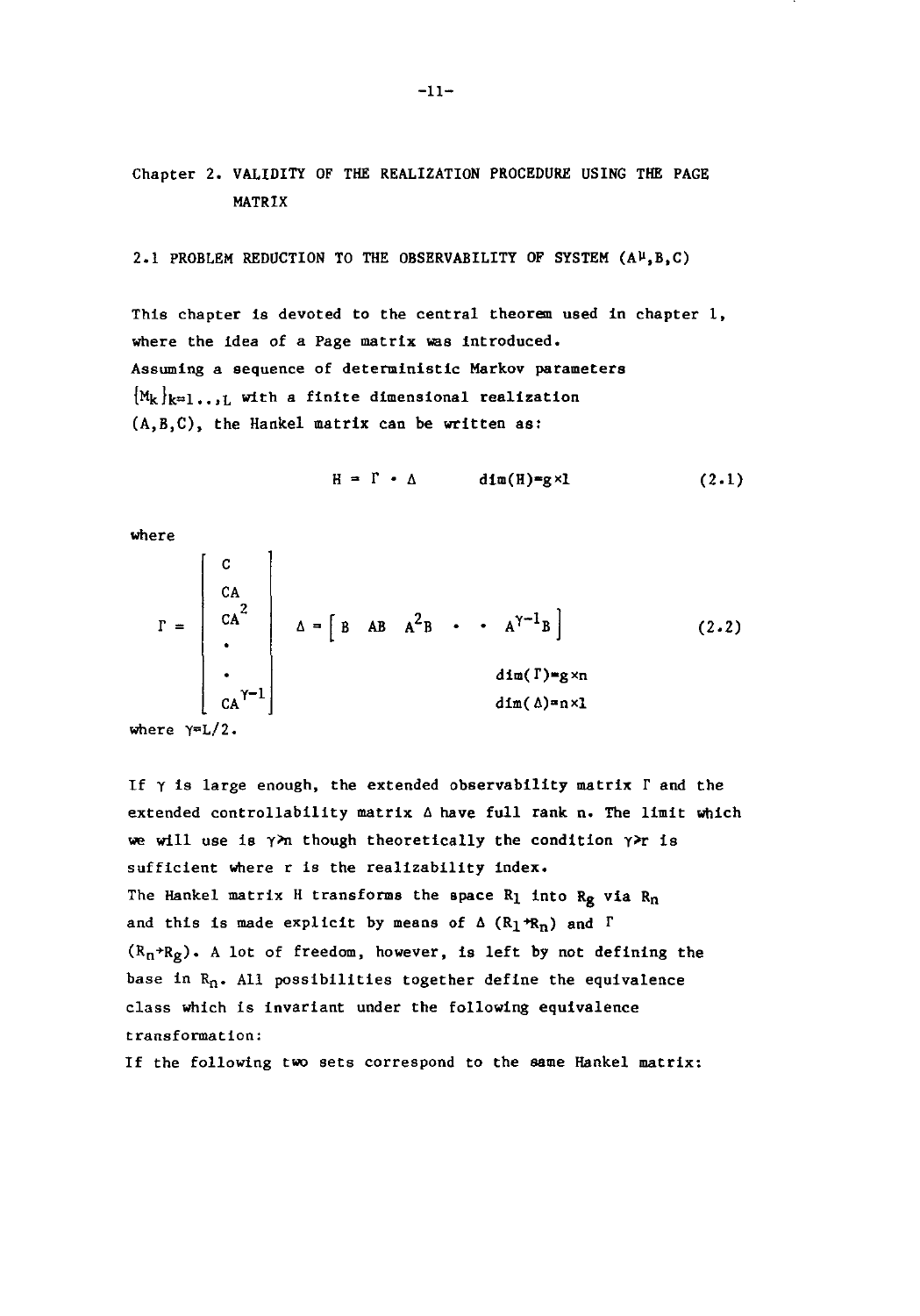# Chapter 2. VALIDITY OF THE REALIZATION PROCEDURE USING THE PAGE MATRIX

## 2.1 PROBLEM REDUCTION TO THE OBSERVABILITY OF SYSTEM $(A^{\mu},B,C)$

This chapter is devoted to the central theorem used in chapter 1, where the idea of a Page matrix was introduced.
Assuming a sequence of deterministic Markov parameters $\{M_k\}_{k=1..,L}$ with a finite dimensional realization $(A,B,C)$, the Hankel matrix can be written as:

$$H = \Gamma \cdot \Delta \qquad \dim(H)=g\times l \tag{2.1}$$

where

$$\Gamma = \begin{bmatrix} C \\ CA \\ CA^2 \\ \cdot \\ \cdot \\ CA^{\gamma-1} \end{bmatrix} \qquad \Delta = \begin{bmatrix} B & AB & A^2B & \cdot & \cdot & A^{\gamma-1}B \end{bmatrix} \tag{2.2}$$

$$\dim(\Gamma)=g\times n \qquad \dim(\Delta)=n\times l$$

where $\gamma=L/2$.

If $\gamma$ is large enough, the extended observability matrix $\Gamma$ and the extended controllability matrix $\Delta$ have full rank n. The limit which we will use is $\gamma>n$ though theoretically the condition $\gamma>r$ is sufficient where r is the realizability index.
The Hankel matrix H transforms the space $R_l$ into $R_g$ via $R_n$ and this is made explicit by means of $\Delta$ $(R_l\rightarrow R_n)$ and $\Gamma$ $(R_n\rightarrow R_g)$. A lot of freedom, however, is left by not defining the base in $R_n$. All possibilities together define the equivalence class which is invariant under the following equivalence transformation:
If the following two sets correspond to the same Hankel matrix: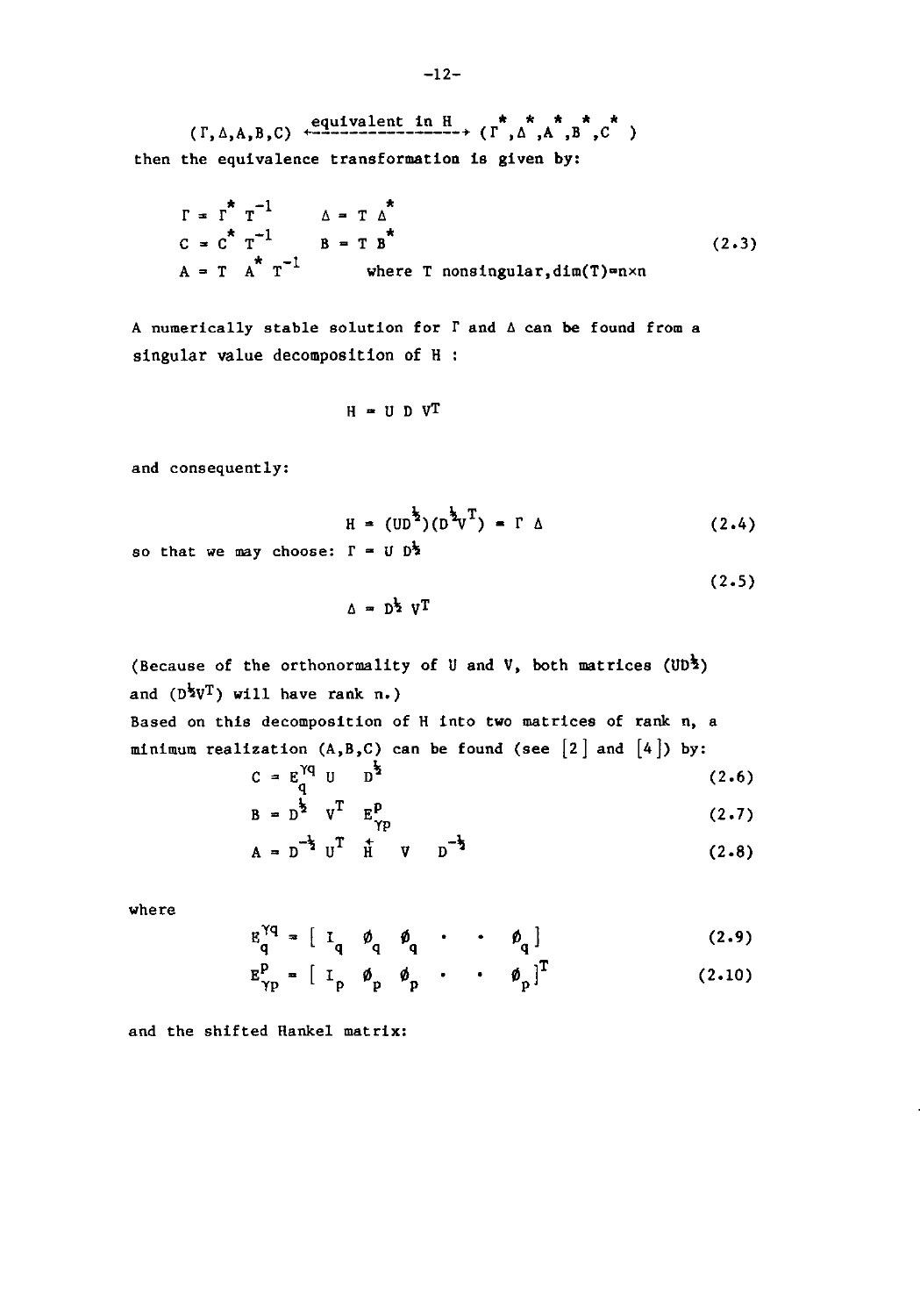$$(\Gamma, \Delta, A, B, C) \xleftrightarrow{\text{equivalent in H}} (\Gamma^*, \Delta^*, A^*, B^*, C^*)$$

then the equivalence transformation is given by:

$$\begin{aligned}
\Gamma &= \Gamma^* T^{-1} & \Delta &= T \Delta^* \\
C &= C^* T^{-1} & B &= T B^* \\
A &= T A^* T^{-1} & & \text{where T nonsingular,dim(T)=n}\times\text{n}
\end{aligned} \tag{2.3}$$

A numerically stable solution for $\Gamma$ and $\Delta$ can be found from a singular value decomposition of H :

$$H = U D V^T$$

and consequently:

$$H = (UD^{\frac{1}{2}})(D^{\frac{1}{2}}V^T) = \Gamma \Delta \tag{2.4}$$

so that we may choose: $\Gamma = U D^{\frac{1}{2}}$

$$\Delta = D^{\frac{1}{2}} V^T \tag{2.5}$$

(Because of the orthonormality of U and V, both matrices $(UD^{\frac{1}{2}})$ and $(D^{\frac{1}{2}}V^T)$ will have rank n.)

Based on this decomposition of H into two matrices of rank n, a minimum realization (A,B,C) can be found (see [2] and [4]) by:

$$C = E_q^{\gamma q} \; U \quad D^{\frac{1}{2}} \tag{2.6}$$

$$B = D^{\frac{1}{2}} \quad V^T \quad E_{\gamma p}^p \tag{2.7}$$

$$A = D^{-\frac{1}{2}} \; U^T \quad \overset{\leftarrow}{H} \quad V \quad D^{-\frac{1}{2}} \tag{2.8}$$

where

$$E_q^{\gamma q} = [\; I_q \quad \emptyset_q \quad \emptyset_q \quad \cdot \quad \cdot \quad \emptyset_q \;] \tag{2.9}$$

$$E_{\gamma p}^p = [\; I_p \quad \emptyset_p \quad \emptyset_p \quad \cdot \quad \cdot \quad \emptyset_p \;]^T \tag{2.10}$$

and the shifted Hankel matrix: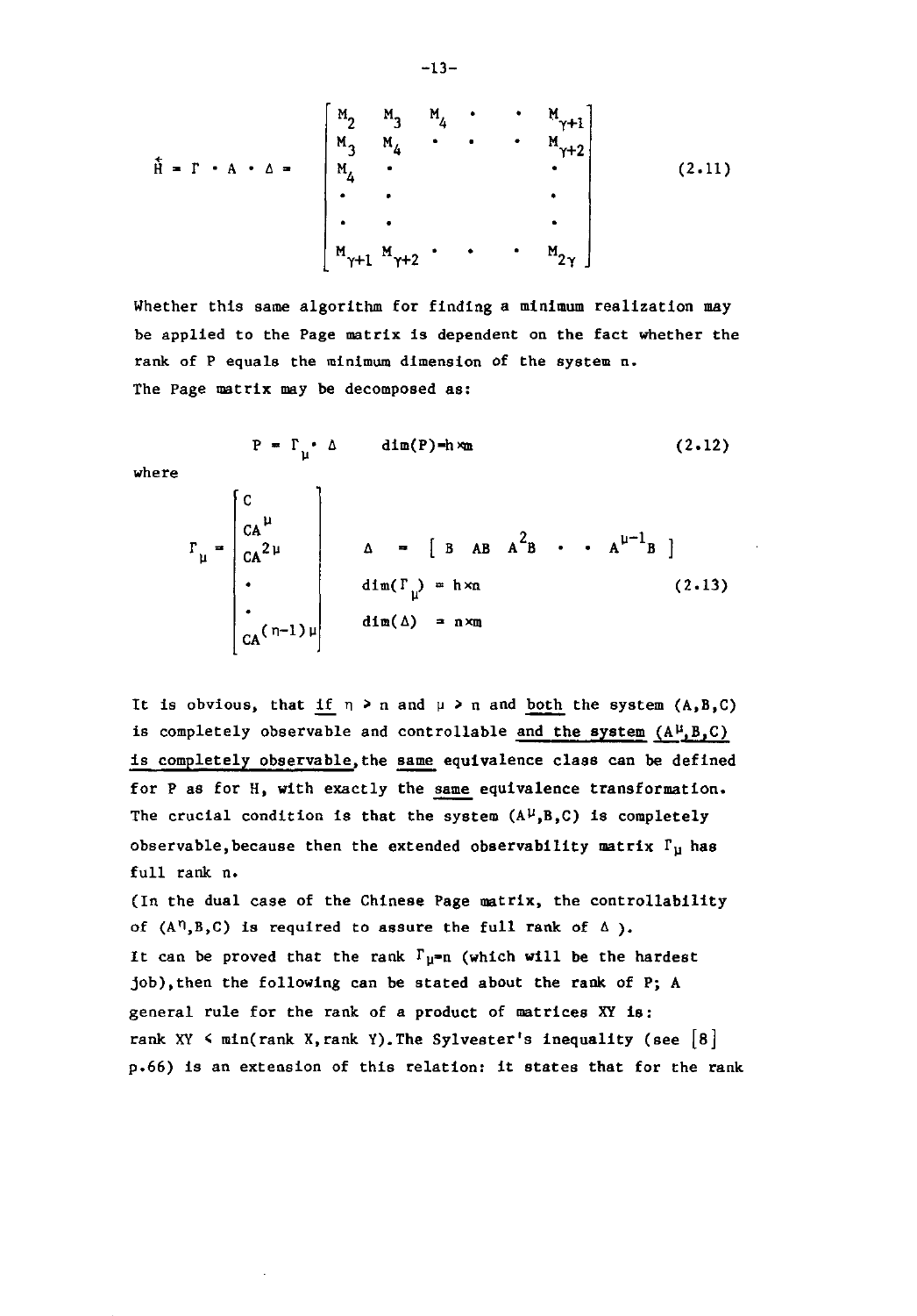$$\overset{\leftarrow}{H} = \Gamma \cdot A \cdot \Delta = \begin{bmatrix} M_2 & M_3 & M_4 & \cdot & \cdot & M_{\gamma+1} \\ M_3 & M_4 & \cdot & \cdot & \cdot & M_{\gamma+2} \\ M_4 & \cdot & & & & \cdot \\ \cdot & \cdot & & & & \cdot \\ \cdot & \cdot & & & & \cdot \\ M_{\gamma+1} & M_{\gamma+2} & \cdot & \cdot & \cdot & M_{2\gamma} \end{bmatrix} \tag{2.11}$$

Whether this same algorithm for finding a minimum realization may be applied to the Page matrix is dependent on the fact whether the rank of P equals the minimum dimension of the system n.
The Page matrix may be decomposed as:

$$P = \Gamma_\mu \cdot \Delta \qquad \dim(P) = h \times m \tag{2.12}$$

where

$$\Gamma_\mu = \begin{bmatrix} C \\ CA^{\mu} \\ CA^{2\mu} \\ \cdot \\ \cdot \\ CA^{(n-1)\mu} \end{bmatrix} \qquad \begin{array}{l} \Delta = [\, B \;\; AB \;\; A^2B \;\; \cdot \;\; \cdot \;\; A^{\mu-1}B \,] \\ \dim(\Gamma_\mu) = h \times n \\ \dim(\Delta) = n \times m \end{array} \tag{2.13}$$

It is obvious, that <u>if</u> $\eta > n$ and $\mu > n$ and <u>both</u> the system (A,B,C) is completely observable and controllable <u>and the system $(A^\mu,B,C)$ is completely observable</u>, the <u>same</u> equivalence class can be defined for P as for H, with exactly the <u>same</u> equivalence transformation. The crucial condition is that the system $(A^\mu,B,C)$ is completely observable, because then the extended observability matrix $\Gamma_\mu$ has full rank n.
(In the dual case of the Chinese Page matrix, the controllability of $(A^\eta,B,C)$ is required to assure the full rank of $\Delta$ ).
It can be proved that the rank $\Gamma_\mu = n$ (which will be the hardest job), then the following can be stated about the rank of P; A general rule for the rank of a product of matrices XY is:
rank XY $\leq$ min(rank X, rank Y). The Sylvester's inequality (see [8] p.66) is an extension of this relation: it states that for the rank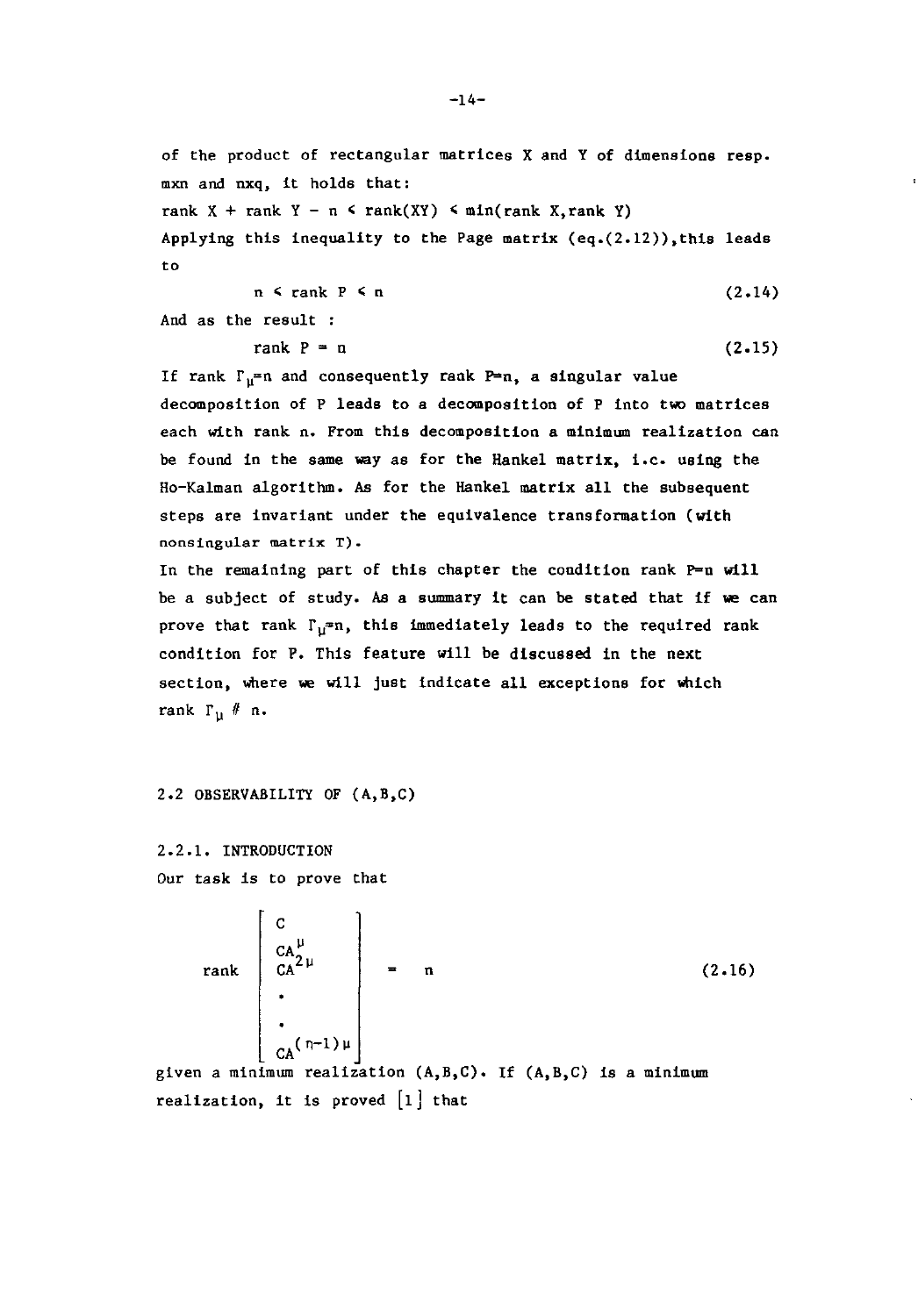of the product of rectangular matrices X and Y of dimensions resp. mxn and nxq, it holds that:

$\text{rank } X + \text{rank } Y - n \leq \text{rank}(XY) \leq \min(\text{rank } X, \text{rank } Y)$

Applying this inequality to the Page matrix (eq.(2.12)), this leads to

$$n \leq \text{rank } P \leq n \tag{2.14}$$

And as the result :

$$\text{rank } P = n \tag{2.15}$$

If rank $\Gamma_\mu$=n and consequently rank P=n, a singular value decomposition of P leads to a decomposition of P into two matrices each with rank n. From this decomposition a minimum realization can be found in the same way as for the Hankel matrix, i.e. using the Ho-Kalman algorithm. As for the Hankel matrix all the subsequent steps are invariant under the equivalence transformation (with nonsingular matrix T).

In the remaining part of this chapter the condition rank P=n will be a subject of study. As a summary it can be stated that if we can prove that rank $\Gamma_\mu$=n, this immediately leads to the required rank condition for P. This feature will be discussed in the next section, where we will just indicate all exceptions for which rank $\Gamma_\mu \neq$ n.

## 2.2 OBSERVABILITY OF (A,B,C)

### 2.2.1. INTRODUCTION

Our task is to prove that

$$\text{rank} \begin{bmatrix} C \\ CA^{\mu} \\ CA^{2\mu} \\ \cdot \\ \cdot \\ CA^{(n-1)\mu} \end{bmatrix} = n \tag{2.16}$$

given a minimum realization (A,B,C). If (A,B,C) is a minimum realization, it is proved [1] that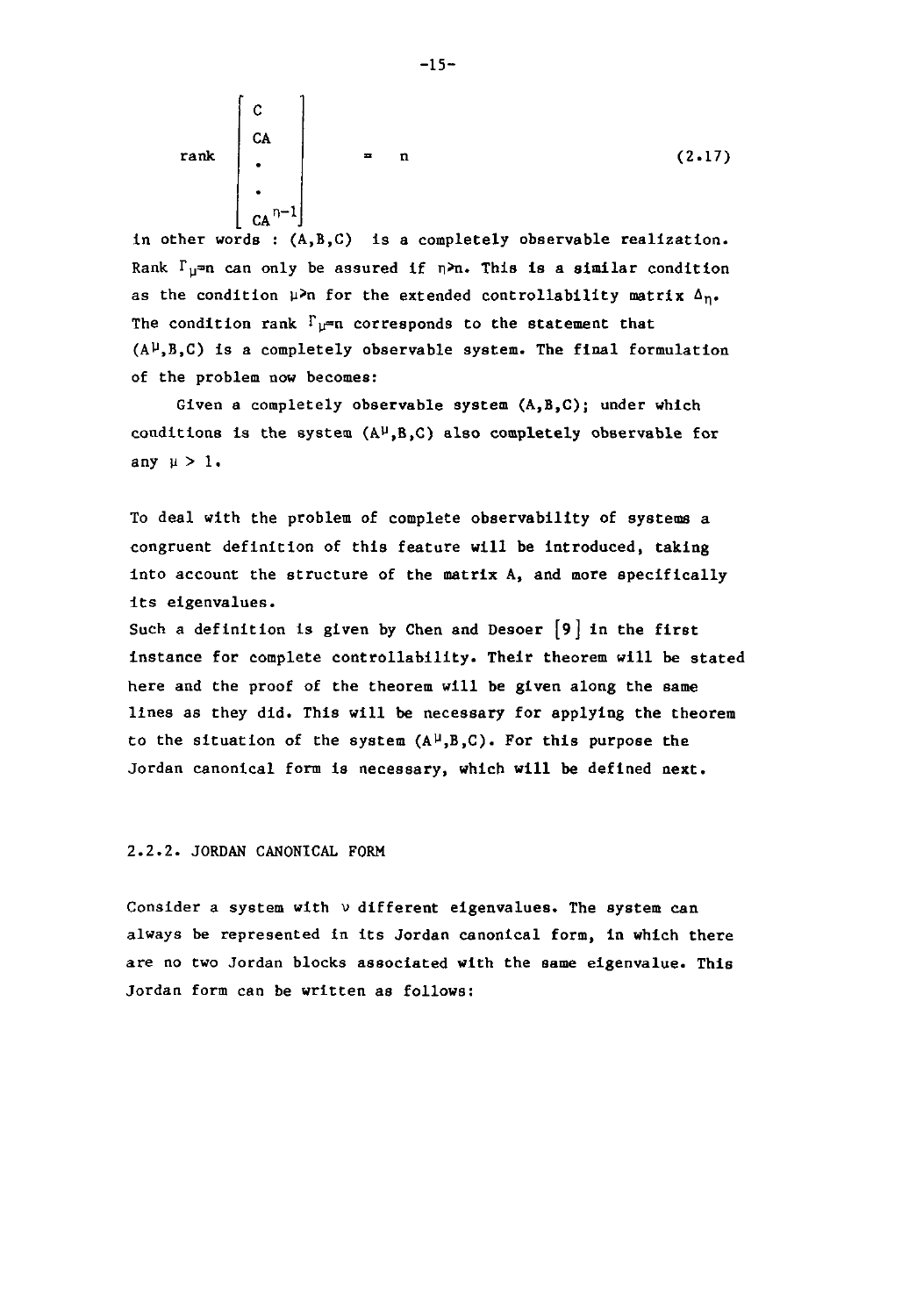$$\text{rank} \begin{bmatrix} C \\ CA \\ \cdot \\ \cdot \\ CA^{n-1} \end{bmatrix} = n \tag{2.17}$$

in other words : (A,B,C) is a completely observable realization. Rank $\Gamma_\mu = n$ can only be assured if $\eta \geq n$. This is a similar condition as the condition $\mu \geq n$ for the extended controllability matrix $\Delta_\eta$. The condition rank $\Gamma_\mu = n$ corresponds to the statement that $(A^\mu, B, C)$ is a completely observable system. The final formulation of the problem now becomes:

Given a completely observable system (A,B,C); under which conditions is the system $(A^\mu, B, C)$ also completely observable for any $\mu > 1$.

To deal with the problem of complete observability of systems a congruent definition of this feature will be introduced, taking into account the structure of the matrix A, and more specifically its eigenvalues.
Such a definition is given by Chen and Desoer [9] in the first instance for complete controllability. Their theorem will be stated here and the proof of the theorem will be given along the same lines as they did. This will be necessary for applying the theorem to the situation of the system $(A^\mu, B, C)$. For this purpose the Jordan canonical form is necessary, which will be defined next.

### 2.2.2. JORDAN CANONICAL FORM

Consider a system with $\nu$ different eigenvalues. The system can always be represented in its Jordan canonical form, in which there are no two Jordan blocks associated with the same eigenvalue. This Jordan form can be written as follows: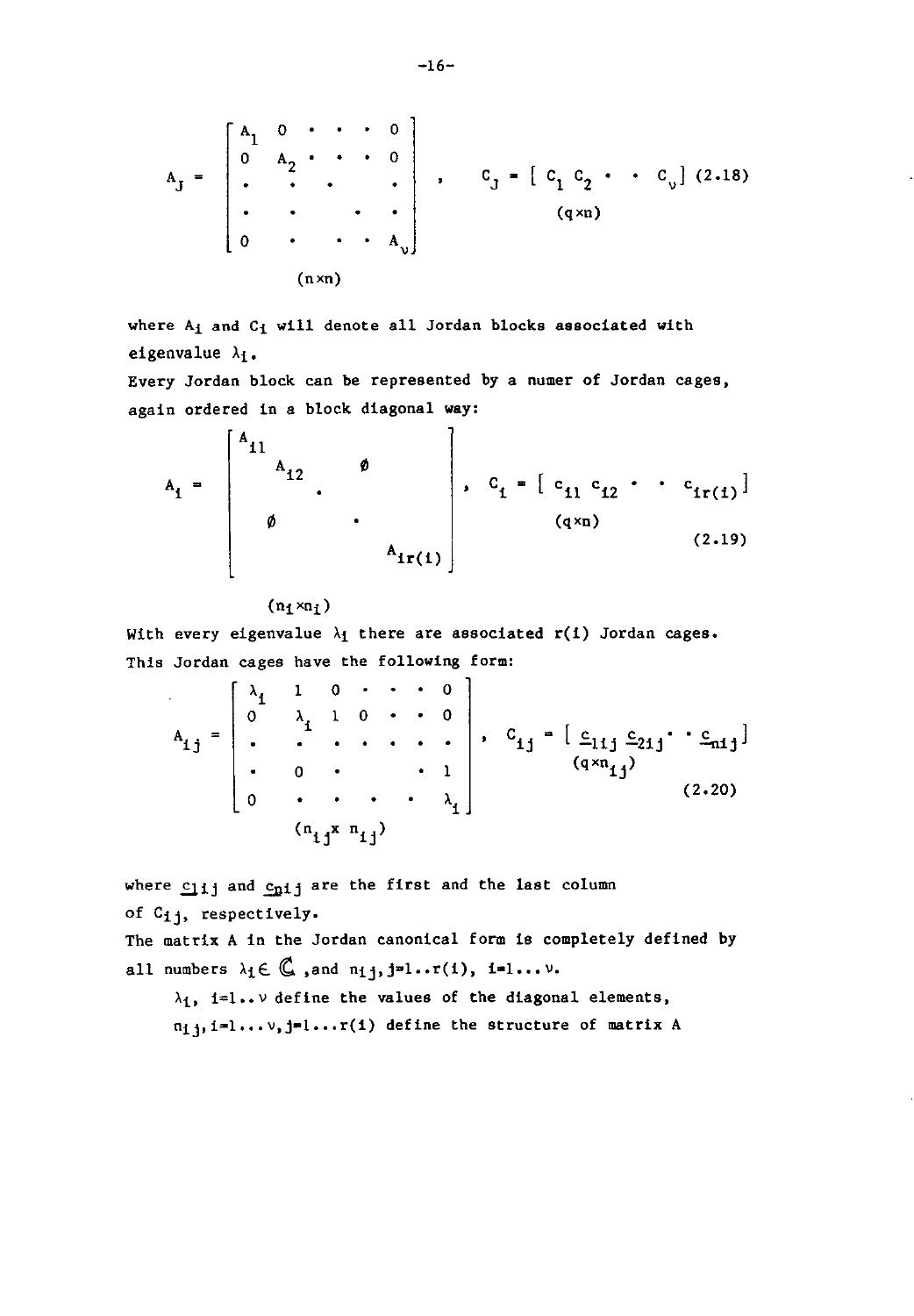$$
A_J = \begin{bmatrix} A_1 & 0 & \cdot & \cdot & \cdot & 0 \\ 0 & A_2 & \cdot & \cdot & \cdot & 0 \\ \cdot & \cdot & \cdot & & & \cdot \\ \cdot & \cdot & & & \cdot & \cdot \\ 0 & \cdot & & \cdot & \cdot & A_\nu \end{bmatrix}_{(n \times n)} , \quad \underset{(q \times n)}{C_J = [\, C_1 \; C_2 \; \cdot \; \cdot \; C_\nu \,]} \qquad (2.18)
$$

where $A_i$ and $C_i$ will denote all Jordan blocks associated with eigenvalue $\lambda_i$.

Every Jordan block can be represented by a numer of Jordan cages, again ordered in a block diagonal way:

$$
A_i = \begin{bmatrix} A_{i1} & & & \\ & A_{i2} & & \emptyset \\ & & \cdot & \\ & \emptyset & & \cdot \\ & & & & A_{ir(i)} \end{bmatrix}_{(n_i \times n_i)} , \quad \underset{(q \times n)}{C_i = [\, c_{i1} \; c_{i2} \; \cdot \; \cdot \; c_{ir(i)} \,]} \qquad (2.19)
$$

With every eigenvalue $\lambda_i$ there are associated $r(i)$ Jordan cages. This Jordan cages have the following form:

$$
A_{ij} = \begin{bmatrix} \lambda_i & 1 & 0 & \cdot & \cdot & \cdot & 0 \\ 0 & \lambda_i & 1 & 0 & \cdot & \cdot & 0 \\ \cdot & \cdot & \cdot & \cdot & \cdot & \cdot & \cdot \\ \cdot & 0 & \cdot & & & \cdot & 1 \\ 0 & \cdot & \cdot & \cdot & \cdot & \cdot & \lambda_i \end{bmatrix}_{(n_{ij} \times n_{ij})} , \quad \underset{(q \times n_{ij})}{C_{ij} = [\, \underline{c}_{1ij} \; \underline{c}_{2ij} \cdot \cdot \, \underline{c}_{nij} \,]} \qquad (2.20)
$$

where $\underline{c}_{1ij}$ and $\underline{c}_{nij}$ are the first and the last column of $C_{ij}$, respectively.

The matrix A in the Jordan canonical form is completely defined by all numbers $\lambda_i \in \mathbb{C}$ ,and $n_{ij}, j=1..r(i), i=1...\nu$.

$\lambda_i$, $i=1..\nu$ define the values of the diagonal elements,

$n_{ij}, i=1...\nu, j=1...r(i)$ define the structure of matrix A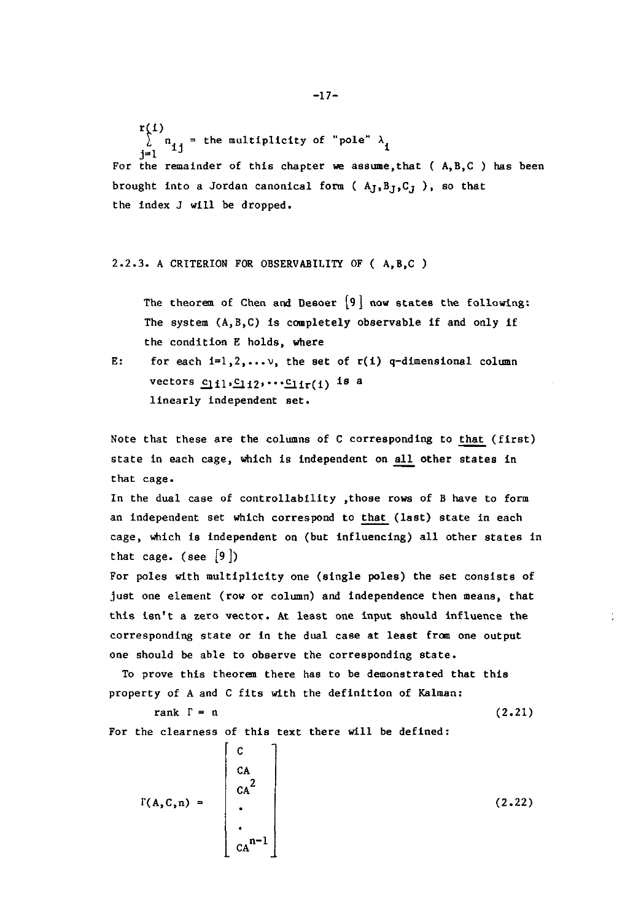$$\sum_{j=1}^{r(i)} n_{ij} = \text{the multiplicity of "pole" } \lambda_i$$

For the remainder of this chapter we assume, that ( A,B,C ) has been brought into a Jordan canonical form ( $A_J, B_J, C_J$ ), so that the index J will be dropped.

### 2.2.3. A CRITERION FOR OBSERVABILITY OF ( A,B,C )

> The theorem of Chen and Desoer [9] now states the following: The system (A,B,C) is completely observable if and only if the condition E holds, where
>
> E: for each $i=1,2,\ldots\nu$, the set of $r(i)$ q-dimensional column vectors $\underline{c}_{1i1}, \underline{c}_{1i2}, \ldots \underline{c}_{1ir(i)}$ is a linearly independent set.

Note that these are the columns of C corresponding to <u>that</u> (first) state in each cage, which is independent on <u>all</u> other states in that cage.

In the dual case of controllability ,those rows of B have to form an independent set which correspond to <u>that</u> (last) state in each cage, which is independent on (but influencing) all other states in that cage. (see [9])

For poles with multiplicity one (single poles) the set consists of just one element (row or column) and independence then means, that this isn't a zero vector. At least one input should influence the corresponding state or in the dual case at least from one output one should be able to observe the corresponding state.

To prove this theorem there has to be demonstrated that this property of A and C fits with the definition of Kalman:

$$\text{rank } \Gamma = n \tag{2.21}$$

For the clearness of this text there will be defined:

$$\Gamma(A,C,n) = \begin{bmatrix} C \\ CA \\ CA^2 \\ \cdot \\ \cdot \\ CA^{n-1} \end{bmatrix} \tag{2.22}$$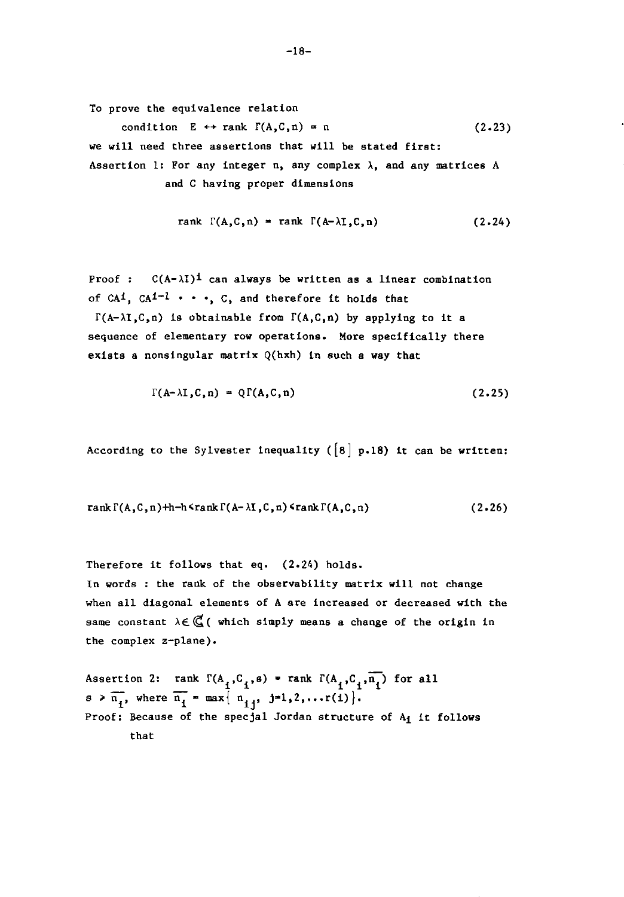To prove the equivalence relation

$$\text{condition E} \leftrightarrow \text{rank } \Gamma(A,C,n) = n \tag{2.23}$$

we will need three assertions that will be stated first:

Assertion 1: For any integer n, any complex $\lambda$, and any matrices A and C having proper dimensions

$$\text{rank } \Gamma(A,C,n) = \text{rank } \Gamma(A-\lambda I,C,n) \tag{2.24}$$

Proof : $C(A-\lambda I)^i$ can always be written as a linear combination of $CA^i$, $CA^{i-1}$ $\cdot \cdot \cdot$, C, and therefore it holds that $\Gamma(A-\lambda I,C,n)$ is obtainable from $\Gamma(A,C,n)$ by applying to it a sequence of elementary row operations. More specifically there exists a nonsingular matrix $Q(h \times h)$ in such a way that

$$\Gamma(A-\lambda I,C,n) = Q\Gamma(A,C,n) \tag{2.25}$$

According to the Sylvester inequality ([8] p.18) it can be written:

$$\text{rank}\Gamma(A,C,n)+h-h \leq \text{rank}\Gamma(A-\lambda I,C,n) \leq \text{rank}\Gamma(A,C,n) \tag{2.26}$$

Therefore it follows that eq. (2.24) holds.
In words : the rank of the observability matrix will not change when all diagonal elements of A are increased or decreased with the same constant $\lambda \in \mathbb{C}$ ( which simply means a change of the origin in the complex z-plane).

Assertion 2: rank $\Gamma(A_i,C_i,s)$ = rank $\Gamma(A_i,C_i,\overline{n_i})$ for all $s > \overline{n_i}$, where $\overline{n_i} = \max\{n_{ij},\ j=1,2,\ldots r(i)\}$.

Proof: Because of the specjal Jordan structure of $A_i$ it follows that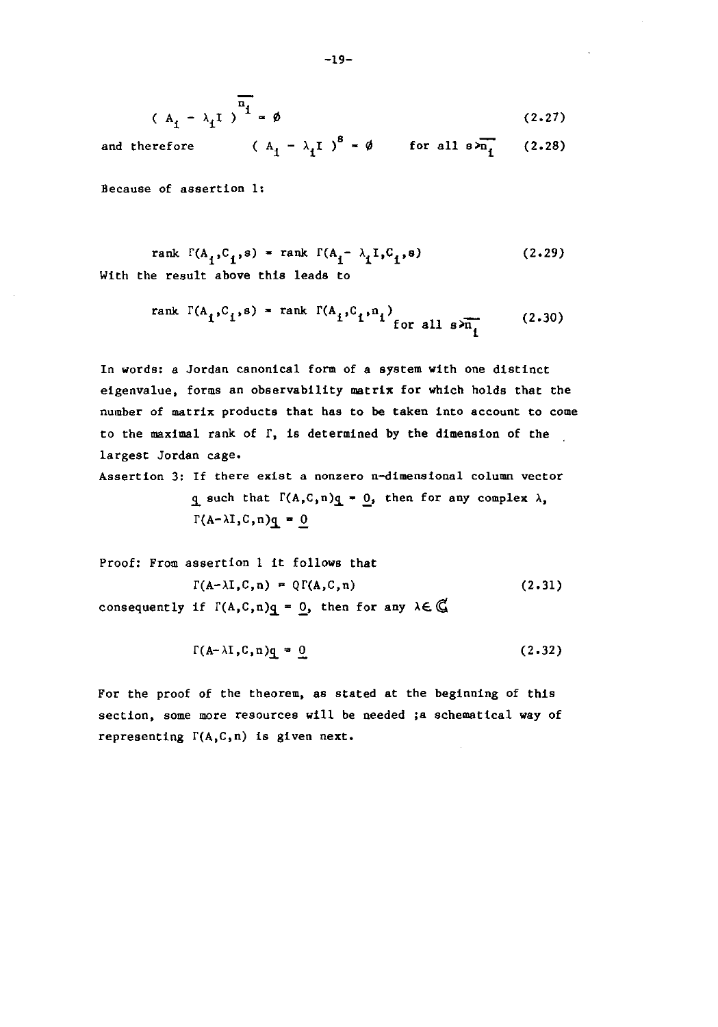$$( A_i - \lambda_i I )^{\overline{n_i}} = \emptyset \tag{2.27}$$

and therefore $\quad ( A_i - \lambda_i I )^s = \emptyset \quad$ for all $s \geq \overline{n_i}$ $\quad$ (2.28)

Because of assertion 1:

$$\text{rank } \Gamma(A_i, C_i, s) = \text{rank } \Gamma(A_i - \lambda_i I, C_i, s) \tag{2.29}$$

With the result above this leads to

$$\text{rank } \Gamma(A_i, C_i, s) = \text{rank } \Gamma(A_i, C_i, n_i) \quad \text{for all } s \geq \overline{n_i} \tag{2.30}$$

In words: a Jordan canonical form of a system with one distinct eigenvalue, forms an observability matrix for which holds that the number of matrix products that has to be taken into account to come to the maximal rank of $\Gamma$, is determined by the dimension of the largest Jordan cage.

Assertion 3: If there exist a nonzero n-dimensional column vector $\underline{q}$ such that $\Gamma(A,C,n)\underline{q} = \underline{0}$, then for any complex $\lambda$, $\Gamma(A-\lambda I,C,n)\underline{q} = \underline{0}$

Proof: From assertion 1 it follows that

$$\Gamma(A-\lambda I,C,n) = Q\Gamma(A,C,n) \tag{2.31}$$

consequently if $\Gamma(A,C,n)\underline{q} = \underline{0}$, then for any $\lambda \in \mathbb{C}$

$$\Gamma(A-\lambda I,C,n)\underline{q} = \underline{0} \tag{2.32}$$

For the proof of the theorem, as stated at the beginning of this section, some more resources will be needed ;a schematical way of representing $\Gamma(A,C,n)$ is given next.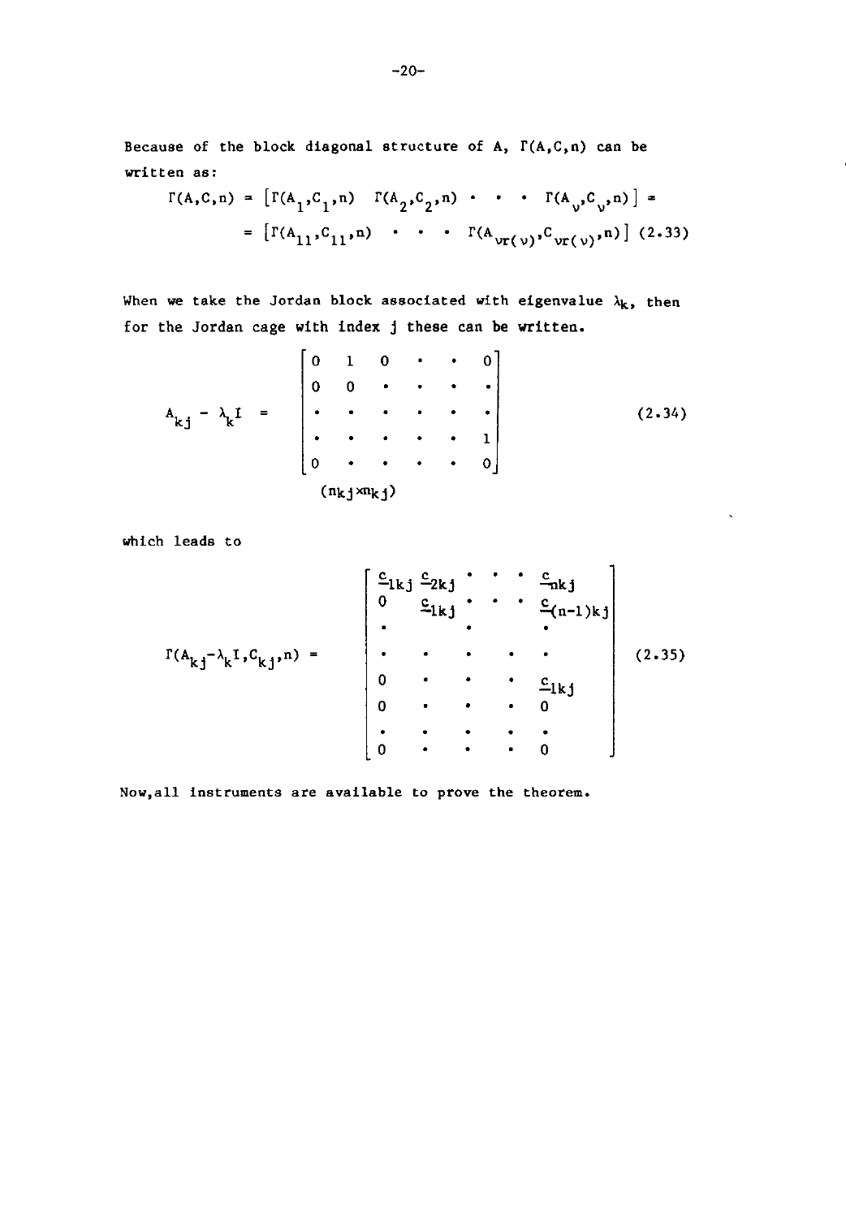Because of the block diagonal structure of A, $\Gamma(A,C,n)$ can be written as:

$$\Gamma(A,C,n) = \left[\Gamma(A_1,C_1,n) \quad \Gamma(A_2,C_2,n) \quad \cdot \quad \cdot \quad \cdot \quad \Gamma(A_\nu,C_\nu,n)\right] =$$

$$= \left[\Gamma(A_{11},C_{11},n) \quad \cdot \quad \cdot \quad \cdot \quad \Gamma(A_{\nu r(\nu)},C_{\nu r(\nu)},n)\right] \quad (2.33)$$

When we take the Jordan block associated with eigenvalue $\lambda_k$, then for the Jordan cage with index j these can be written.

$$A_{kj} - \lambda_k I = \underset{(n_{kj} \times n_{kj})}{\begin{bmatrix} 0 & 1 & 0 & \cdot & \cdot & 0 \\ 0 & 0 & \cdot & \cdot & \cdot & \cdot \\ \cdot & \cdot & \cdot & \cdot & \cdot & \cdot \\ \cdot & \cdot & \cdot & \cdot & \cdot & 1 \\ 0 & \cdot & \cdot & \cdot & \cdot & 0 \end{bmatrix}} \quad (2.34)$$

which leads to

$$\Gamma(A_{kj}-\lambda_k I,C_{kj},n) = \begin{bmatrix} \underline{c}_{1kj} & \underline{c}_{2kj} & \cdot & \cdot & \cdot & \underline{c}_{nkj} \\ 0 & \underline{c}_{1kj} & \cdot & \cdot & \cdot & \underline{c}_{(n-1)kj} \\ \cdot & & \cdot & & & \cdot \\ \cdot & \cdot & \cdot & \cdot & & \cdot \\ 0 & \cdot & \cdot & \cdot & & \underline{c}_{1kj} \\ 0 & \cdot & \cdot & \cdot & & 0 \\ \cdot & \cdot & \cdot & \cdot & & \cdot \\ 0 & \cdot & \cdot & \cdot & & 0 \end{bmatrix} \quad (2.35)$$

Now, all instruments are available to prove the theorem.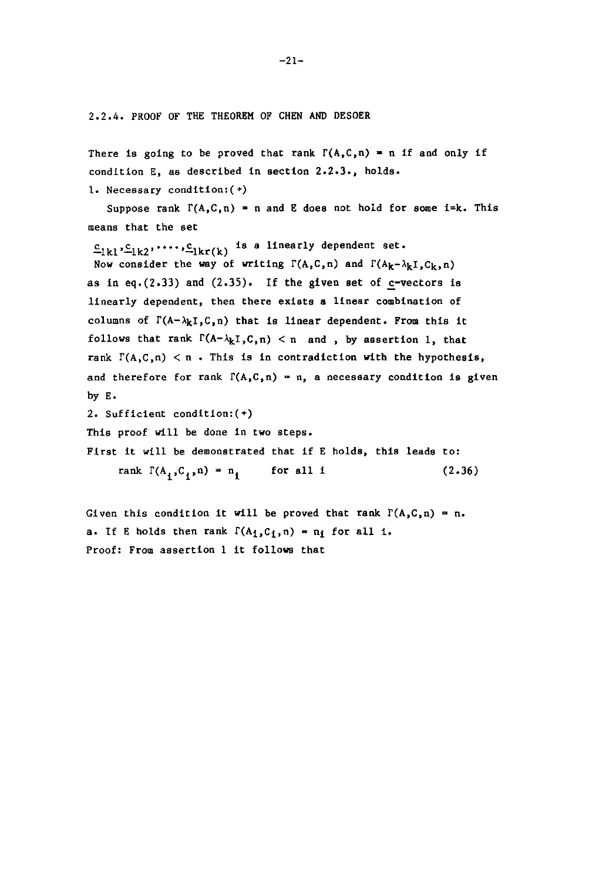### 2.2.4. PROOF OF THE THEOREM OF CHEN AND DESOER

There is going to be proved that rank $\Gamma(A,C,n) = n$ if and only if condition E, as described in section 2.2.3., holds.

1. Necessary condition:($\rightarrow$)

Suppose rank $\Gamma(A,C,n) = n$ and E does not hold for some i=k. This means that the set

$\underline{c}_{1k1},\underline{c}_{1k2},\ldots,\underline{c}_{1kr(k)}$ is a linearly dependent set.

Now consider the way of writing $\Gamma(A,C,n)$ and $\Gamma(A_k-\lambda_k I,C_k,n)$ as in eq.(2.33) and (2.35). If the given set of $\underline{c}$-vectors is linearly dependent, then there exists a linear combination of columns of $\Gamma(A-\lambda_k I,C,n)$ that is linear dependent. From this it follows that rank $\Gamma(A-\lambda_k I,C,n) < n$ and , by assertion 1, that rank $\Gamma(A,C,n) < n$ . This is in contradiction with the hypothesis, and therefore for rank $\Gamma(A,C,n) = n$, a necessary condition is given by E.

2. Sufficient condition:($\leftarrow$)

This proof will be done in two steps.

First it will be demonstrated that if E holds, this leads to:

$$\text{rank } \Gamma(A_i,C_i,n) = n_i \qquad \text{for all i} \qquad (2.36)$$

Given this condition it will be proved that rank $\Gamma(A,C,n) = n$.

a. If E holds then rank $\Gamma(A_i,C_i,n) = n_i$ for all i.

Proof: From assertion 1 it follows that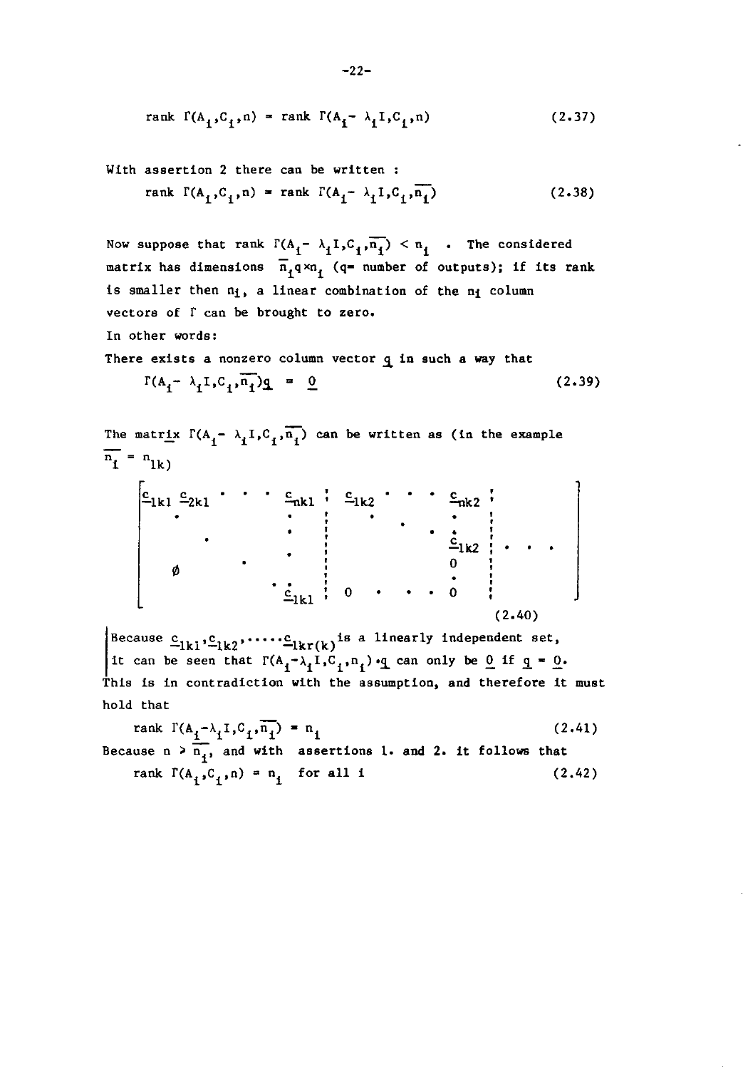$$\text{rank } \Gamma(A_i, C_i, n) = \text{rank } \Gamma(A_i - \lambda_i I, C_i, n) \tag{2.37}$$

With assertion 2 there can be written :

$$\text{rank } \Gamma(A_i, C_i, n) = \text{rank } \Gamma(A_i - \lambda_i I, C_i, \overline{n_i}) \tag{2.38}$$

Now suppose that rank $\Gamma(A_i - \lambda_i I, C_i, \overline{n_i}) < n_i$ . The considered matrix has dimensions $\overline{n_i} q \times n_i$ (q= number of outputs); if its rank is smaller then $n_i$, a linear combination of the $n_i$ column vectors of $\Gamma$ can be brought to zero.

In other words:

There exists a nonzero column vector $\underline{q}$ in such a way that

$$\Gamma(A_i - \lambda_i I, C_i, \overline{n_i})\underline{q} = \underline{0} \tag{2.39}$$

The matrix $\Gamma(A_i - \lambda_i I, C_i, \overline{n_i})$ can be written as (in the example $\overline{n_i} = n_{1k}$)

$$\left[\begin{array}{cccc:cccc:c}
\underline{c}_{1k1} & \underline{c}_{2k1} & \cdots & \underline{c}_{nk1} & \underline{c}_{1k2} & \cdots & \cdots & \underline{c}_{nk2} & \\
 & \ddots & & \vdots & & \ddots & & \vdots & \\
 & & \ddots & \vdots & & & \ddots & \underline{c}_{1k2} & \cdots \\
 & \emptyset & & \vdots & & & & 0 & \\
 & & & \underline{c}_{1k1} & 0 & \cdots & \cdots & 0 &
\end{array}\right] \tag{2.40}$$

Because $\underline{c}_{1k1}, \underline{c}_{1k2}, \ldots, \underline{c}_{1kr(k)}$ is a linearly independent set, it can be seen that $\Gamma(A_i - \lambda_i I, C_i, n_i) \cdot \underline{q}$ can only be $\underline{0}$ if $\underline{q} = \underline{0}$. This is in contradiction with the assumption, and therefore it must hold that

$$\text{rank } \Gamma(A_i - \lambda_i I, C_i, \overline{n_i}) = n_i \tag{2.41}$$

Because $n \geq \overline{n_i}$, and with assertions 1. and 2. it follows that

$$\text{rank } \Gamma(A_i, C_i, n) = n_i \quad \text{for all } i \tag{2.42}$$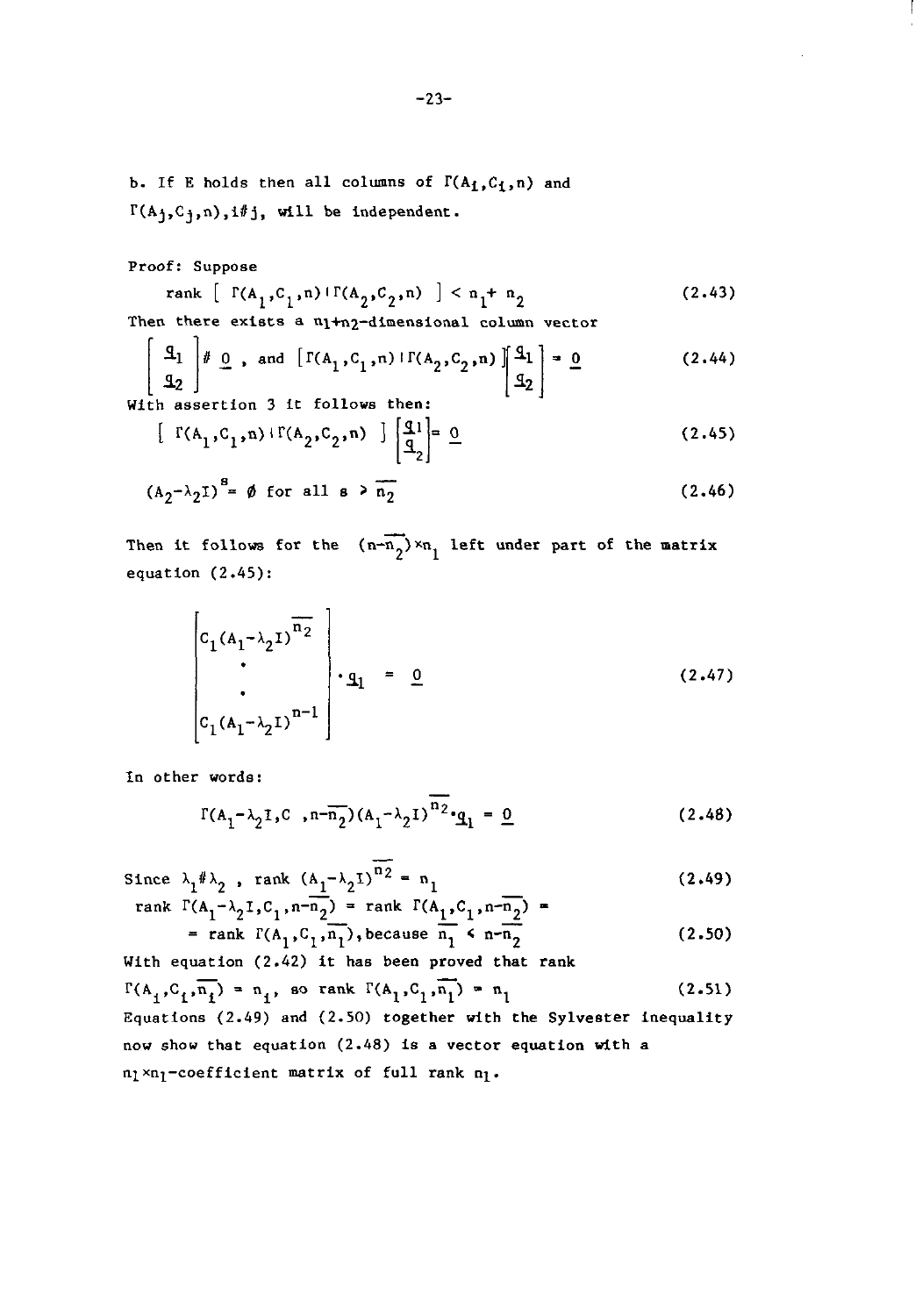b. If E holds then all columns of $\Gamma(A_i,C_i,n)$ and $\Gamma(A_j,C_j,n), i \neq j$, will be independent.

Proof: Suppose

$$\text{rank}\left[\ \Gamma(A_1,C_1,n) \mid \Gamma(A_2,C_2,n)\ \right] < n_1 + n_2 \tag{2.43}$$

Then there exists a $n_1+n_2$-dimensional column vector

$$\begin{bmatrix} \underline{q}_1 \\ \underline{q}_2 \end{bmatrix} \neq \underline{0}\ , \text{ and } \left[\Gamma(A_1,C_1,n) \mid \Gamma(A_2,C_2,n)\right]\begin{bmatrix} \underline{q}_1 \\ \underline{q}_2 \end{bmatrix} = \underline{0} \tag{2.44}$$

With assertion 3 it follows then:

$$\left[\ \Gamma(A_1,C_1,n) \mid \Gamma(A_2,C_2,n)\ \right]\begin{bmatrix} \underline{q}_1 \\ \underline{q}_2 \end{bmatrix} = \underline{0} \tag{2.45}$$

$$(A_2-\lambda_2 I)^s = \emptyset \text{ for all } s > \overline{n_2} \tag{2.46}$$

Then it follows for the $(n-\overline{n_2})\times n_1$ left under part of the matrix equation (2.45):

$$\begin{bmatrix} C_1(A_1-\lambda_2 I)^{\overline{n_2}} \\ \cdot \\ \cdot \\ C_1(A_1-\lambda_2 I)^{n-1} \end{bmatrix} \cdot \underline{q}_1 = \underline{0} \tag{2.47}$$

In other words:

$$\Gamma(A_1-\lambda_2 I, C\ , n-\overline{n_2})(A_1-\lambda_2 I)^{\overline{n_2}} \cdot \underline{q}_1 = \underline{0} \tag{2.48}$$

Since $\lambda_1 \neq \lambda_2$ , rank $(A_1-\lambda_2 I)^{\overline{n_2}} = n_1$ (2.49)

rank $\Gamma(A_1-\lambda_2 I, C_1, n-\overline{n_2})$ = rank $\Gamma(A_1,C_1,n-\overline{n_2})$ =

= rank $\Gamma(A_1,C_1,\overline{n_1})$, because $\overline{n_1} < n-\overline{n_2}$ (2.50)

With equation (2.42) it has been proved that rank

$\Gamma(A_i,C_i,\overline{n_i}) = n_i$, so rank $\Gamma(A_1,C_1,\overline{n_1}) = n_1$ (2.51)

Equations (2.49) and (2.50) together with the Sylvester inequality now show that equation (2.48) is a vector equation with a $n_1 \times n_1$-coefficient matrix of full rank $n_1$.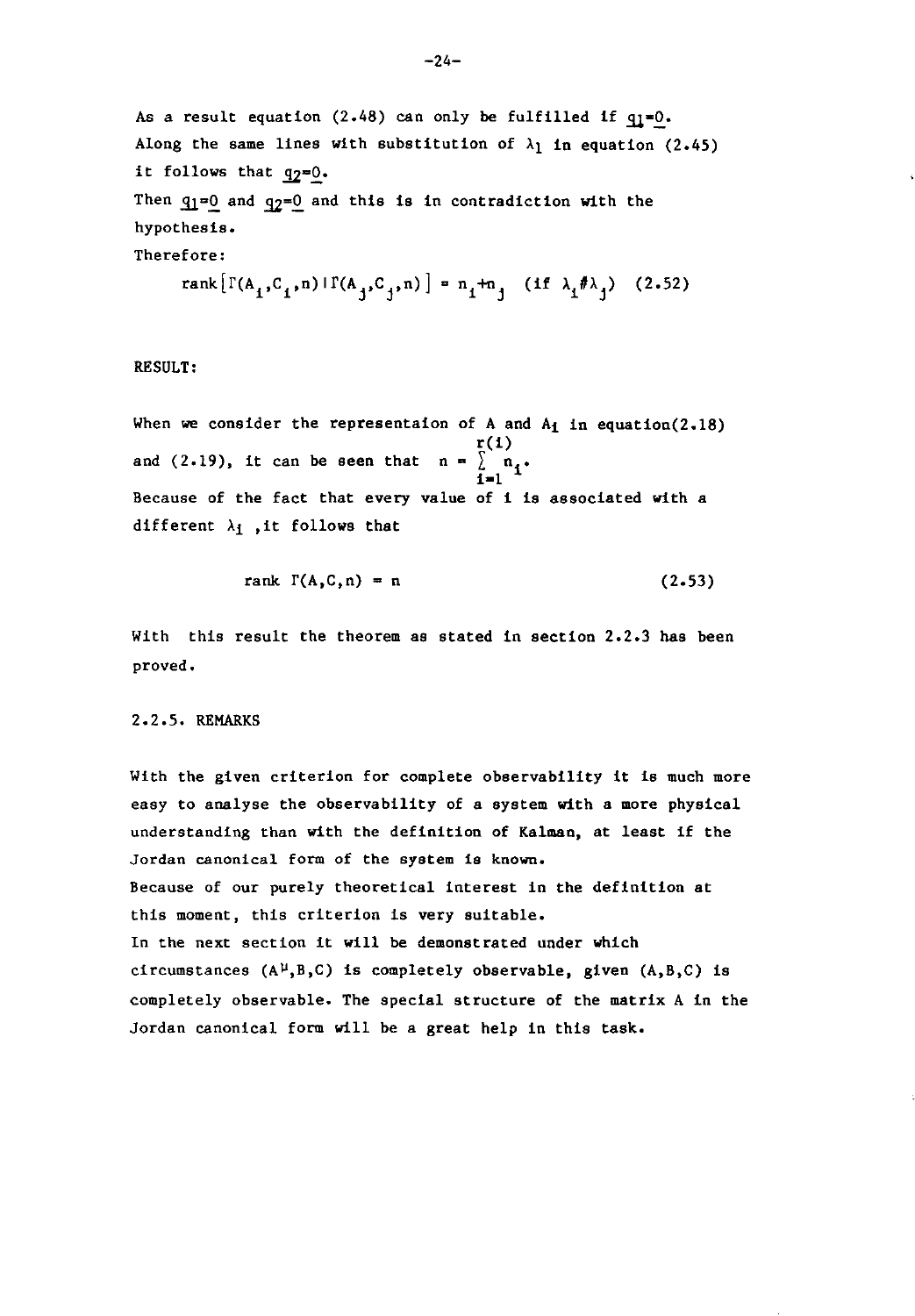As a result equation (2.48) can only be fulfilled if $\underline{q}_1=\underline{0}$.
Along the same lines with substitution of $\lambda_1$ in equation (2.45) it follows that $\underline{q}_2=\underline{0}$.
Then $\underline{q}_1=\underline{0}$ and $\underline{q}_2=\underline{0}$ and this is in contradiction with the hypothesis.
Therefore:

$$\text{rank}\left[\Gamma(A_i,C_i,n)\,|\,\Gamma(A_j,C_j,n)\right] = n_i+n_j \quad (\text{if } \lambda_i\neq\lambda_j) \qquad (2.52)$$

RESULT:

When we consider the representaion of A and $A_i$ in equation(2.18) and (2.19), it can be seen that $n = \sum_{i=1}^{r(1)} n_i$.
Because of the fact that every value of i is associated with a different $\lambda_i$ ,it follows that

$$\text{rank } \Gamma(A,C,n) = n \qquad (2.53)$$

With this result the theorem as stated in section 2.2.3 has been proved.

## 2.2.5. REMARKS

With the given criterion for complete observability it is much more easy to analyse the observability of a system with a more physical understanding than with the definition of Kalman, at least if the Jordan canonical form of the system is known.
Because of our purely theoretical interest in the definition at this moment, this criterion is very suitable.
In the next section it will be demonstrated under which circumstances $(A^{\mu},B,C)$ is completely observable, given (A,B,C) is completely observable. The special structure of the matrix A in the Jordan canonical form will be a great help in this task.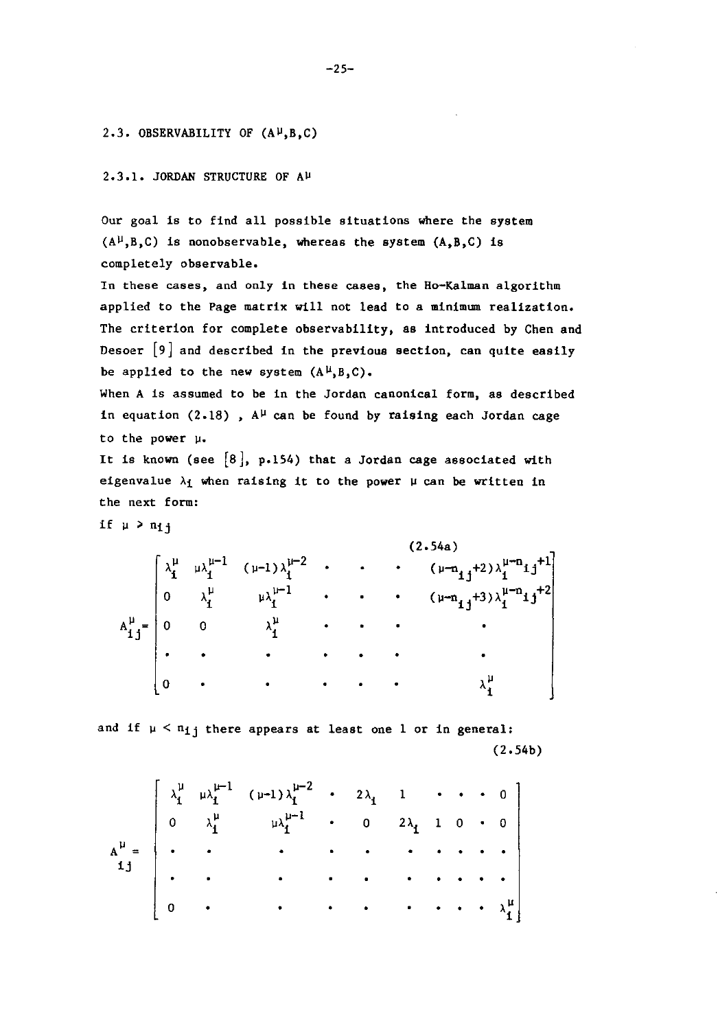## 2.3. OBSERVABILITY OF $(A^\mu, B, C)$

### 2.3.1. JORDAN STRUCTURE OF $A^\mu$

Our goal is to find all possible situations where the system $(A^\mu, B, C)$ is nonobservable, whereas the system $(A, B, C)$ is completely observable.

In these cases, and only in these cases, the Ho-Kalman algorithm applied to the Page matrix will not lead to a minimum realization. The criterion for complete observability, as introduced by Chen and Desoer [9] and described in the previous section, can quite easily be applied to the new system $(A^\mu, B, C)$.

When A is assumed to be in the Jordan canonical form, as described in equation (2.18) , $A^\mu$ can be found by raising each Jordan cage to the power $\mu$.

It is known (see [8], p.154) that a Jordan cage associated with eigenvalue $\lambda_i$ when raising it to the power $\mu$ can be written in the next form:

if $\mu > n_{ij}$

$$A^\mu_{ij} = \begin{bmatrix} \lambda_i^\mu & \mu\lambda_i^{\mu-1} & (\mu-1)\lambda_i^{\mu-2} & \cdot & \cdot & \cdot & (\mu-n_{ij}+2)\lambda_i^{\mu-n_{ij}+1} \\ 0 & \lambda_i^\mu & \mu\lambda_i^{\mu-1} & \cdot & \cdot & \cdot & (\mu-n_{ij}+3)\lambda_i^{\mu-n_{ij}+2} \\ 0 & 0 & \lambda_i^\mu & \cdot & \cdot & \cdot & \cdot \\ \cdot & \cdot & \cdot & \cdot & \cdot & \cdot & \cdot \\ 0 & \cdot & \cdot & \cdot & \cdot & \cdot & \lambda_i^\mu \end{bmatrix} \quad (2.54a)$$

and if $\mu < n_{ij}$ there appears at least one 1 or in general:

$$A^\mu_{ij} = \begin{bmatrix} \lambda_i^\mu & \mu\lambda_i^{\mu-1} & (\mu-1)\lambda_i^{\mu-2} & \cdot & 2\lambda_i & 1 & \cdot & \cdot & \cdot & 0 \\ 0 & \lambda_i^\mu & \mu\lambda_i^{\mu-1} & \cdot & 0 & 2\lambda_i & 1 & 0 & \cdot & 0 \\ \cdot & \cdot & \cdot & \cdot & \cdot & \cdot & \cdot & \cdot & \cdot & \cdot \\ \cdot & \cdot & \cdot & \cdot & \cdot & \cdot & \cdot & \cdot & \cdot & \cdot \\ 0 & \cdot & \cdot & \cdot & \cdot & \cdot & \cdot & \cdot & \cdot & \lambda_i^\mu \end{bmatrix} \quad (2.54b)$$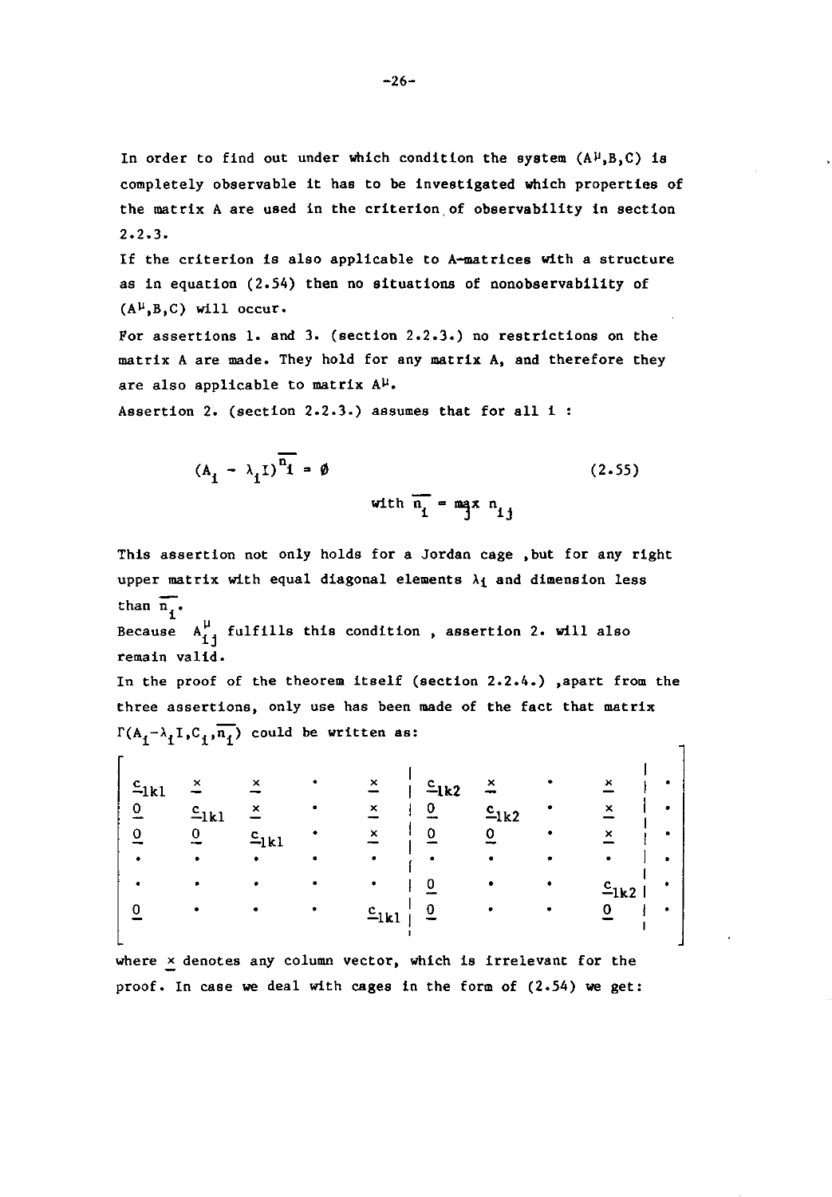In order to find out under which condition the system $(A^{\mu},B,C)$ is completely observable it has to be investigated which properties of the matrix A are used in the criterion of observability in section 2.2.3.

If the criterion is also applicable to A-matrices with a structure as in equation (2.54) then no situations of nonobservability of $(A^{\mu},B,C)$ will occur.

For assertions 1. and 3. (section 2.2.3.) no restrictions on the matrix A are made. They hold for any matrix A, and therefore they are also applicable to matrix $A^{\mu}$.

Assertion 2. (section 2.2.3.) assumes that for all i :

$$(A_i - \lambda_i I)^{\overline{n_i}} = \emptyset \qquad (2.55)$$

$$\text{with } \overline{n_i} = \max_j n_{ij}$$

This assertion not only holds for a Jordan cage ,but for any right upper matrix with equal diagonal elements $\lambda_i$ and dimension less than $\overline{n_i}$.

Because $A^{\mu}_{ij}$ fulfills this condition , assertion 2. will also remain valid.

In the proof of the theorem itself (section 2.2.4.) ,apart from the three assertions, only use has been made of the fact that matrix $\Gamma(A_i - \lambda_i I, C_i, \overline{n_i})$ could be written as:

$$\left[\begin{array}{ccccc|cccc|c}
\underline{c}_{1k1} & \underline{x} & \underline{x} & \cdot & \underline{x} & \underline{c}_{1k2} & \underline{x} & \cdot & \underline{x} & \cdot \\
\underline{0} & \underline{c}_{1k1} & \underline{x} & \cdot & \underline{x} & \underline{0} & \underline{c}_{1k2} & \cdot & \underline{x} & \cdot \\
\underline{0} & \underline{0} & \underline{c}_{1k1} & \cdot & \underline{x} & \underline{0} & \underline{0} & \cdot & \underline{x} & \cdot \\
\cdot & \cdot & \cdot & \cdot & \cdot & \cdot & \cdot & \cdot & \cdot & \cdot \\
\cdot & \cdot & \cdot & \cdot & \cdot & \underline{0} & \cdot & \cdot & \underline{c}_{1k2} & \cdot \\
\underline{0} & \cdot & \cdot & \cdot & \underline{c}_{1k1} & \underline{0} & \cdot & \cdot & \underline{0} & \cdot
\end{array}\right]$$

where $\underline{x}$ denotes any column vector, which is irrelevant for the proof. In case we deal with cages in the form of (2.54) we get: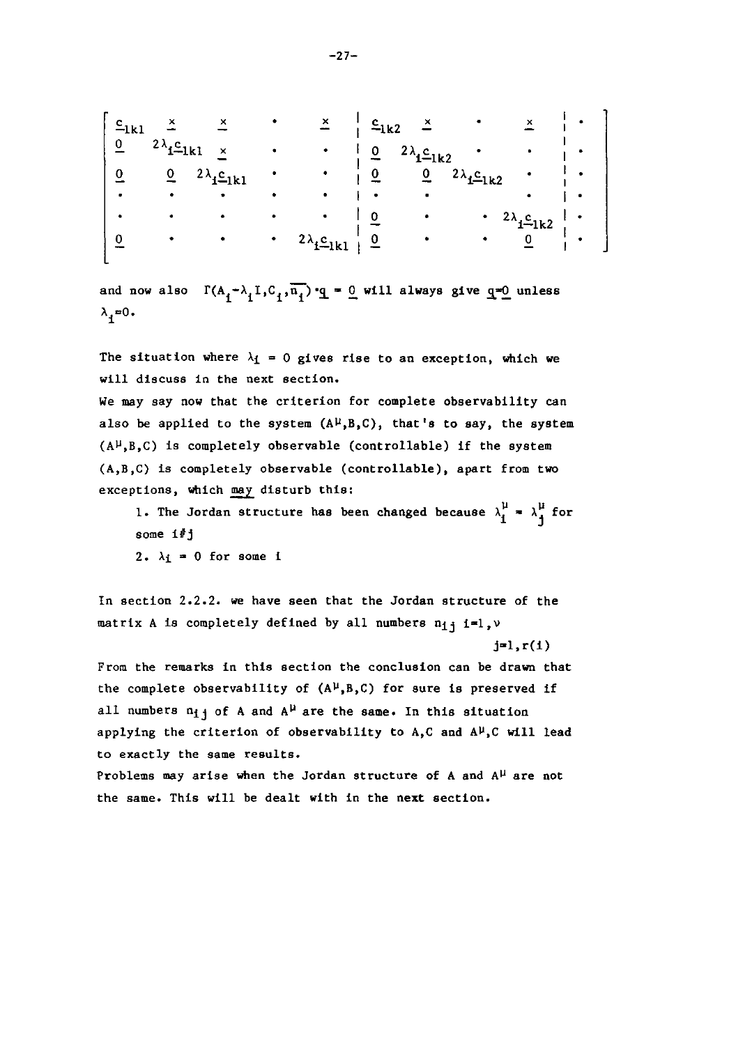$$
\left[\begin{array}{ccccc|cccc|c}
\underline{c}_{1k1} & \underline{\times} & \underline{\times} & \cdot & \underline{\times} & \underline{c}_{1k2} & \underline{\times} & \cdot & \underline{\times} & \cdot \\
\underline{0} & 2\lambda_i\underline{c}_{1k1} & \underline{\times} & \cdot & \cdot & \underline{0} & 2\lambda_i\underline{c}_{1k2} & \cdot & \cdot & \cdot \\
\underline{0} & \underline{0} & 2\lambda_i\underline{c}_{1k1} & \cdot & \cdot & \underline{0} & \underline{0} & 2\lambda_i\underline{c}_{1k2} & \cdot & \cdot \\
\cdot & \cdot & \cdot & \cdot & \cdot & \cdot & \cdot & & \cdot & \cdot \\
\cdot & \cdot & \cdot & \cdot & \cdot & \underline{0} & \cdot & \cdot & 2\lambda_i\underline{c}_{1k2} & \cdot \\
\underline{0} & \cdot & \cdot & \cdot & 2\lambda_i\underline{c}_{1k1} & \underline{0} & \cdot & \cdot & \underline{0} & \cdot
\end{array}\right]
$$

and now also $\Gamma(A_i-\lambda_i I, C_i, \overline{n_i})\cdot\underline{q} = \underline{0}$ will always give $\underline{q}=\underline{0}$ unless $\lambda_i=0$.

The situation where $\lambda_i = 0$ gives rise to an exception, which we will discuss in the next section.

We may say now that the criterion for complete observability can also be applied to the system $(A^\mu,B,C)$, that's to say, the system $(A^\mu,B,C)$ is completely observable (controllable) if the system $(A,B,C)$ is completely observable (controllable), apart from two exceptions, which may disturb this:

1. The Jordan structure has been changed because $\lambda_i^\mu = \lambda_j^\mu$ for some $i \neq j$
2. $\lambda_i = 0$ for some $i$

In section 2.2.2. we have seen that the Jordan structure of the matrix A is completely defined by all numbers $n_{ij}$ $i=1,\nu$ $j=1,r(i)$

From the remarks in this section the conclusion can be drawn that the complete observability of $(A^\mu,B,C)$ for sure is preserved if all numbers $n_{ij}$ of $A$ and $A^\mu$ are the same. In this situation applying the criterion of observability to $A,C$ and $A^\mu,C$ will lead to exactly the same results.

Problems may arise when the Jordan structure of $A$ and $A^\mu$ are not the same. This will be dealt with in the next section.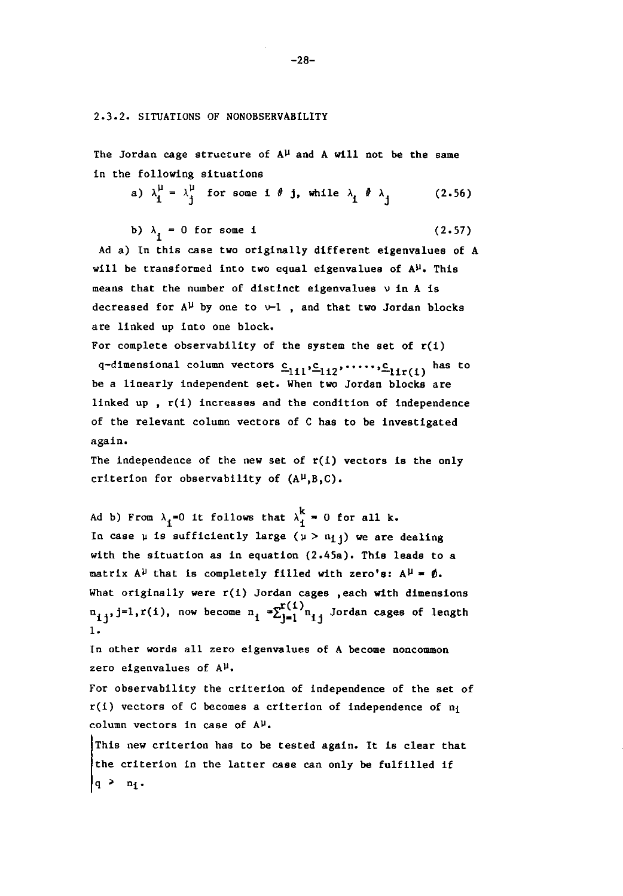### 2.3.2. SITUATIONS OF NONOBSERVABILITY

The Jordan cage structure of $A^{\mu}$ and A will not be the same in the following situations

$$a)\ \lambda_i^{\mu} = \lambda_j^{\mu} \text{ for some } i \neq j, \text{ while } \lambda_i \neq \lambda_j \qquad (2.56)$$

$$b)\ \lambda_i = 0 \text{ for some } i \qquad (2.57)$$

Ad a) In this case two originally different eigenvalues of A will be transformed into two equal eigenvalues of $A^{\mu}$. This means that the number of distinct eigenvalues $\nu$ in A is decreased for $A^{\mu}$ by one to $\nu-1$ , and that two Jordan blocks are linked up into one block.

For complete observability of the system the set of $r(i)$ q-dimensional column vectors $\underline{c}_{1i1}, \underline{c}_{1i2}, \ldots, \underline{c}_{1ir(i)}$ has to be a linearly independent set. When two Jordan blocks are linked up , $r(i)$ increases and the condition of independence of the relevant column vectors of C has to be investigated again.

The independence of the new set of $r(i)$ vectors is the only criterion for observability of $(A^{\mu},B,C)$.

Ad b) From $\lambda_i=0$ it follows that $\lambda_i^k = 0$ for all k.

In case $\mu$ is sufficiently large ($\mu > n_{ij}$) we are dealing with the situation as in equation (2.45a). This leads to a matrix $A^{\mu}$ that is completely filled with zero's: $A^{\mu} = \emptyset$.

What originally were $r(i)$ Jordan cages ,each with dimensions $n_{ij}, j=1,r(i)$, now become $n_i = \sum_{j=1}^{r(i)} n_{ij}$ Jordan cages of length 1.

In other words all zero eigenvalues of A become noncommon zero eigenvalues of $A^{\mu}$.

For observability the criterion of independence of the set of $r(i)$ vectors of C becomes a criterion of independence of $n_i$ column vectors in case of $A^{\mu}$.

This new criterion has to be tested again. It is clear that the criterion in the latter case can only be fulfilled if $q > n_i$.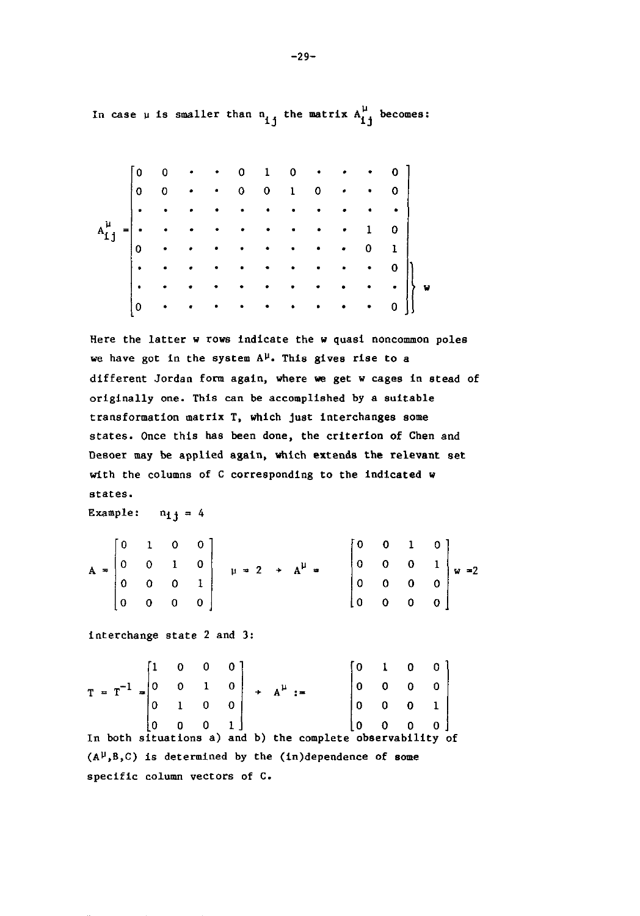In case $\mu$ is smaller than $n_{ij}$ the matrix $A^{\mu}_{ij}$ becomes:

$$
A^{\mu}_{ij} = \begin{bmatrix}
0 & 0 & \cdot & \cdot & 0 & 1 & 0 & \cdot & \cdot & \cdot & 0 \\
0 & 0 & \cdot & \cdot & 0 & 0 & 1 & 0 & \cdot & \cdot & 0 \\
\cdot & \cdot & \cdot & \cdot & \cdot & \cdot & \cdot & \cdot & \cdot & \cdot & \cdot \\
\cdot & \cdot & \cdot & \cdot & \cdot & \cdot & \cdot & \cdot & \cdot & 1 & 0 \\
0 & \cdot & \cdot & \cdot & \cdot & \cdot & \cdot & \cdot & \cdot & 0 & 1 \\
\cdot & \cdot & \cdot & \cdot & \cdot & \cdot & \cdot & \cdot & \cdot & \cdot & 0 \\
\cdot & \cdot & \cdot & \cdot & \cdot & \cdot & \cdot & \cdot & \cdot & \cdot & \cdot \\
0 & \cdot & \cdot & \cdot & \cdot & \cdot & \cdot & \cdot & \cdot & \cdot & 0
\end{bmatrix}
\begin{matrix} \\ \\ \\ \\ \\ \left.\begin{matrix} \\ \\ \\ \end{matrix}\right\} w \end{matrix}
$$

Here the latter $w$ rows indicate the $w$ quasi noncommon poles we have got in the system $A^{\mu}$. This gives rise to a different Jordan form again, where we get $w$ cages in stead of originally one. This can be accomplished by a suitable transformation matrix $T$, which just interchanges some states. Once this has been done, the criterion of Chen and Desoer may be applied again, which extends the relevant set with the columns of $C$ corresponding to the indicated $w$ states.

Example: $n_{ij} = 4$

$$
A = \begin{bmatrix} 0 & 1 & 0 & 0 \\ 0 & 0 & 1 & 0 \\ 0 & 0 & 0 & 1 \\ 0 & 0 & 0 & 0 \end{bmatrix} \quad \mu = 2 \rightarrow A^{\mu} = \begin{bmatrix} 0 & 0 & 1 & 0 \\ 0 & 0 & 0 & 1 \\ 0 & 0 & 0 & 0 \\ 0 & 0 & 0 & 0 \end{bmatrix} w = 2
$$

interchange state 2 and 3:

$$
T = T^{-1} = \begin{bmatrix} 1 & 0 & 0 & 0 \\ 0 & 0 & 1 & 0 \\ 0 & 1 & 0 & 0 \\ 0 & 0 & 0 & 1 \end{bmatrix} \rightarrow A^{\mu} := \begin{bmatrix} 0 & 1 & 0 & 0 \\ 0 & 0 & 0 & 0 \\ 0 & 0 & 0 & 1 \\ 0 & 0 & 0 & 0 \end{bmatrix}
$$

In both situations a) and b) the complete observability of $(A^{\mu},B,C)$ is determined by the (in)dependence of some specific column vectors of $C$.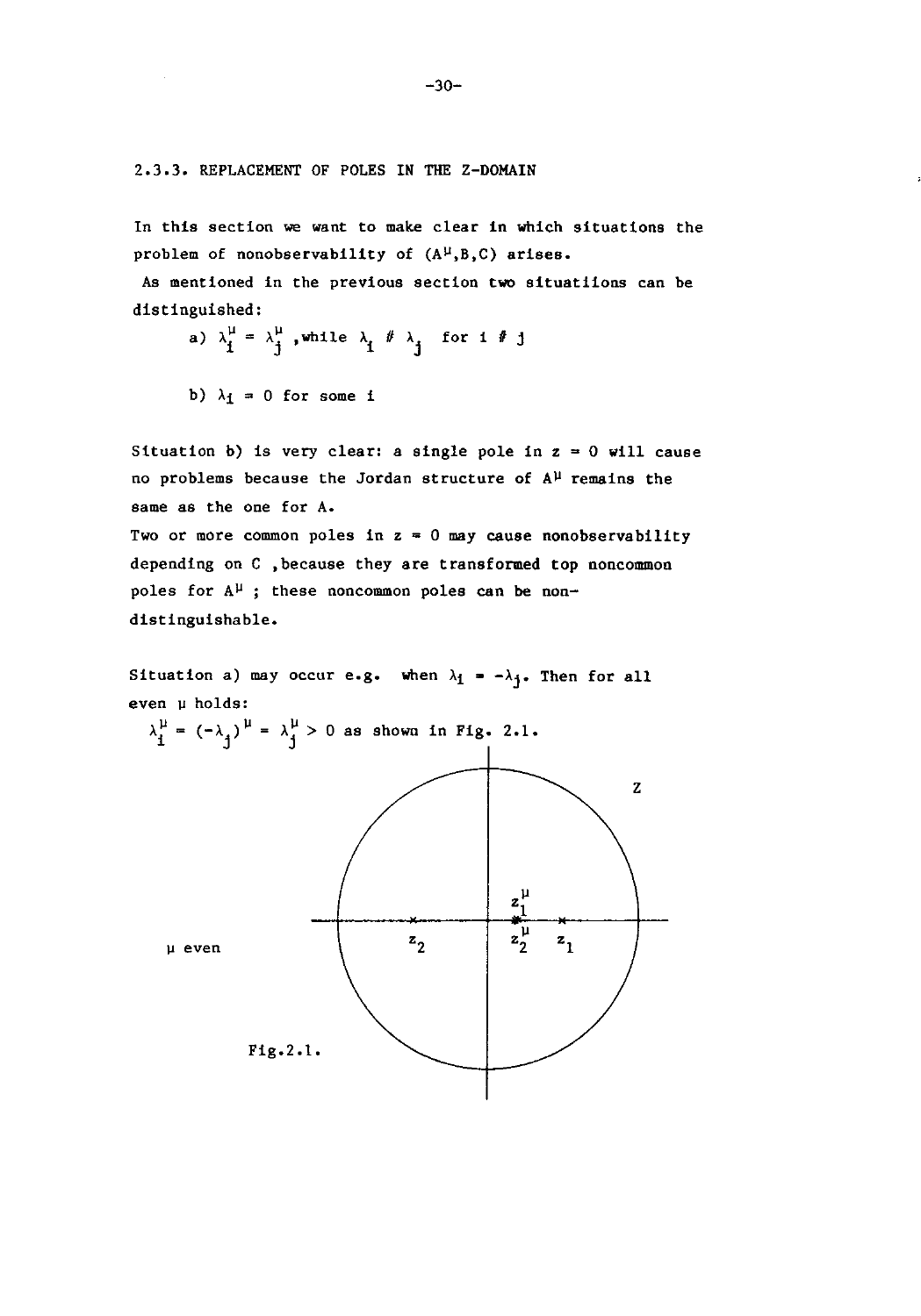### 2.3.3. REPLACEMENT OF POLES IN THE Z-DOMAIN

In this section we want to make clear in which situations the problem of nonobservability of $(A^\mu,B,C)$ arises.

As mentioned in the previous section two situatiions can be distinguished:

a) $\lambda_i^\mu = \lambda_j^\mu$ ,while $\lambda_i \neq \lambda_j$ for $i \neq j$

b) $\lambda_i = 0$ for some i

Situation b) is very clear: a single pole in $z = 0$ will cause no problems because the Jordan structure of $A^\mu$ remains the same as the one for A.

Two or more common poles in $z = 0$ may cause nonobservability depending on C ,because they are transformed top noncommon poles for $A^\mu$ ; these noncommon poles can be non-distinguishable.

Situation a) may occur e.g. when $\lambda_i = -\lambda_j$. Then for all even μ holds:

$\lambda_i^\mu = (-\lambda_j)^\mu = \lambda_j^\mu > 0$ as shown in Fig. 2.1.

Fig.2.1.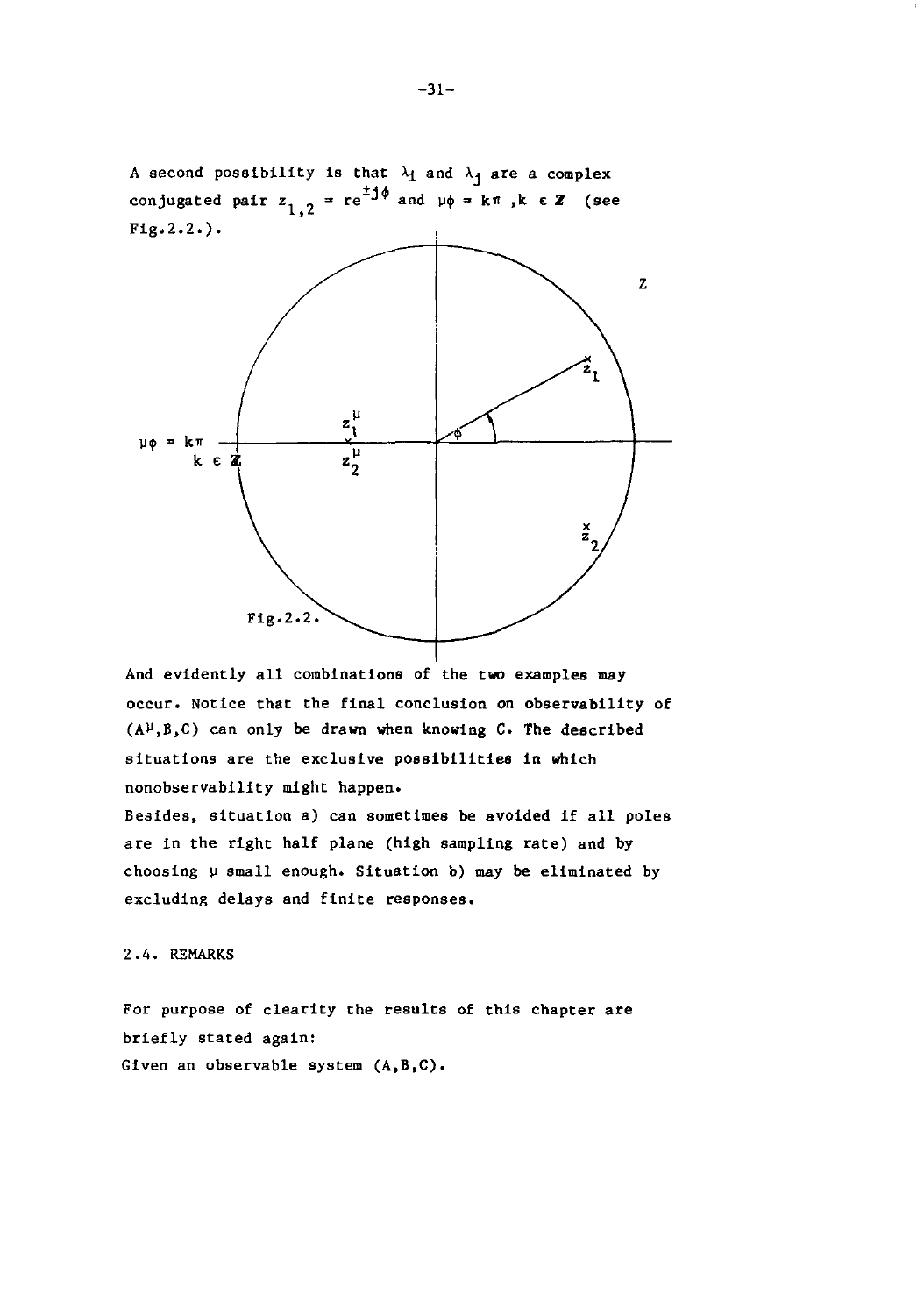A second possibility is that $\lambda_i$ and $\lambda_j$ are a complex conjugated pair $z_{1,2} = re^{\pm j\phi}$ and $\mu\phi = k\pi$ ,$k \in \mathbb{Z}$ (see Fig.2.2.).

Fig.2.2.

And evidently all combinations of the two examples may occur. Notice that the final conclusion on observability of $(A^{\mu},B,C)$ can only be drawn when knowing C. The described situations are the exclusive possibilities in which nonobservability might happen.
Besides, situation a) can sometimes be avoided if all poles are in the right half plane (high sampling rate) and by choosing $\mu$ small enough. Situation b) may be eliminated by excluding delays and finite responses.

## 2.4. REMARKS

For purpose of clearity the results of this chapter are briefly stated again:
Given an observable system (A,B,C).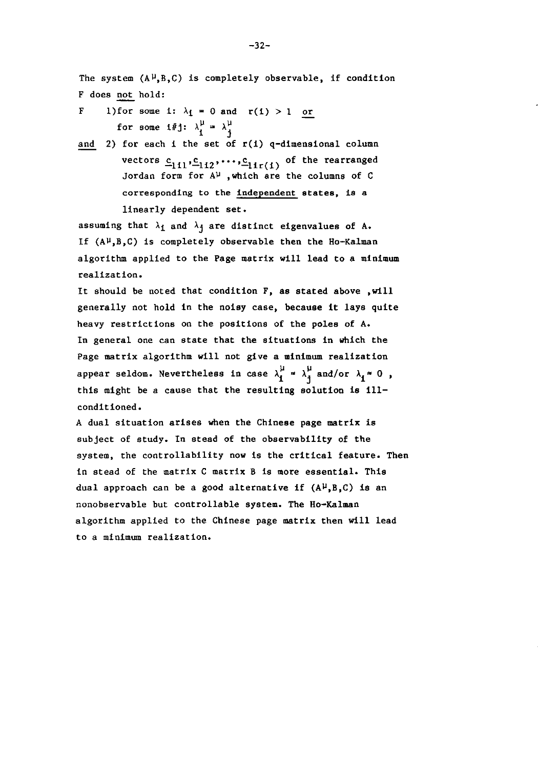The system $(A^{\mu},B,C)$ is completely observable, if condition F does not hold:

F 1) for some i: $\lambda_i = 0$ and $r(i) > 1$ or
for some $i \neq j$: $\lambda_i^{\mu} = \lambda_j^{\mu}$

and 2) for each i the set of r(i) q-dimensional column vectors $\underline{c}_{1i1}, \underline{c}_{1i2}, \ldots, \underline{c}_{1ir(i)}$ of the rearranged Jordan form for $A^{\mu}$, which are the columns of C corresponding to the independent states, is a linearly dependent set.

assuming that $\lambda_i$ and $\lambda_j$ are distinct eigenvalues of A.
If $(A^{\mu},B,C)$ is completely observable then the Ho-Kalman algorithm applied to the Page matrix will lead to a minimum realization.
It should be noted that condition F, as stated above, will generally not hold in the noisy case, because it lays quite heavy restrictions on the positions of the poles of A.
In general one can state that the situations in which the Page matrix algorithm will not give a minimum realization appear seldom. Nevertheless in case $\lambda_i^{\mu} \approx \lambda_j^{\mu}$ and/or $\lambda_i \approx 0$, this might be a cause that the resulting solution is ill-conditioned.
A dual situation arises when the Chinese page matrix is subject of study. In stead of the observability of the system, the controllability now is the critical feature. Then in stead of the matrix C matrix B is more essential. This dual approach can be a good alternative if $(A^{\mu},B,C)$ is an nonobservable but controllable system. The Ho-Kalman algorithm applied to the Chinese page matrix then will lead to a minimum realization.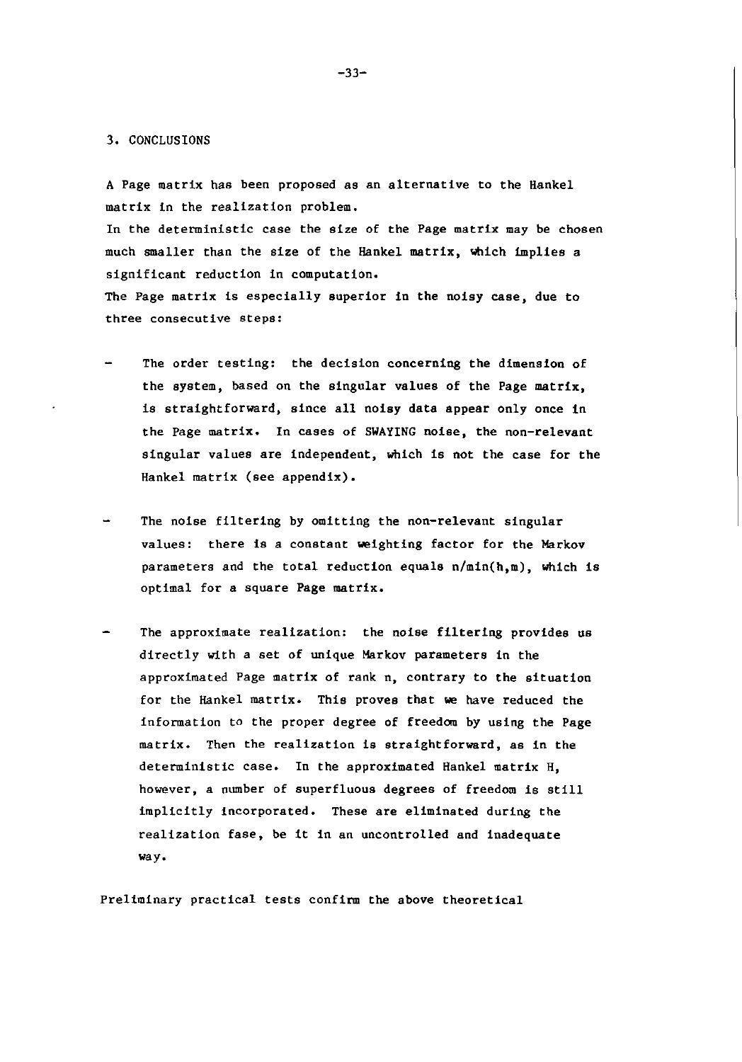## 3. CONCLUSIONS

A Page matrix has been proposed as an alternative to the Hankel matrix in the realization problem.
In the deterministic case the size of the Page matrix may be chosen much smaller than the size of the Hankel matrix, which implies a significant reduction in computation.
The Page matrix is especially superior in the noisy case, due to three consecutive steps:

- The order testing: the decision concerning the dimension of the system, based on the singular values of the Page matrix, is straightforward, since all noisy data appear only once in the Page matrix. In cases of SWAYING noise, the non-relevant singular values are independent, which is not the case for the Hankel matrix (see appendix).

- The noise filtering by omitting the non-relevant singular values: there is a constant weighting factor for the Markov parameters and the total reduction equals $n/\min(h,m)$, which is optimal for a square Page matrix.

- The approximate realization: the noise filtering provides us directly with a set of unique Markov parameters in the approximated Page matrix of rank n, contrary to the situation for the Hankel matrix. This proves that we have reduced the information to the proper degree of freedom by using the Page matrix. Then the realization is straightforward, as in the deterministic case. In the approximated Hankel matrix H, however, a number of superfluous degrees of freedom is still implicitly incorporated. These are eliminated during the realization fase, be it in an uncontrolled and inadequate way.

Preliminary practical tests confirm the above theoretical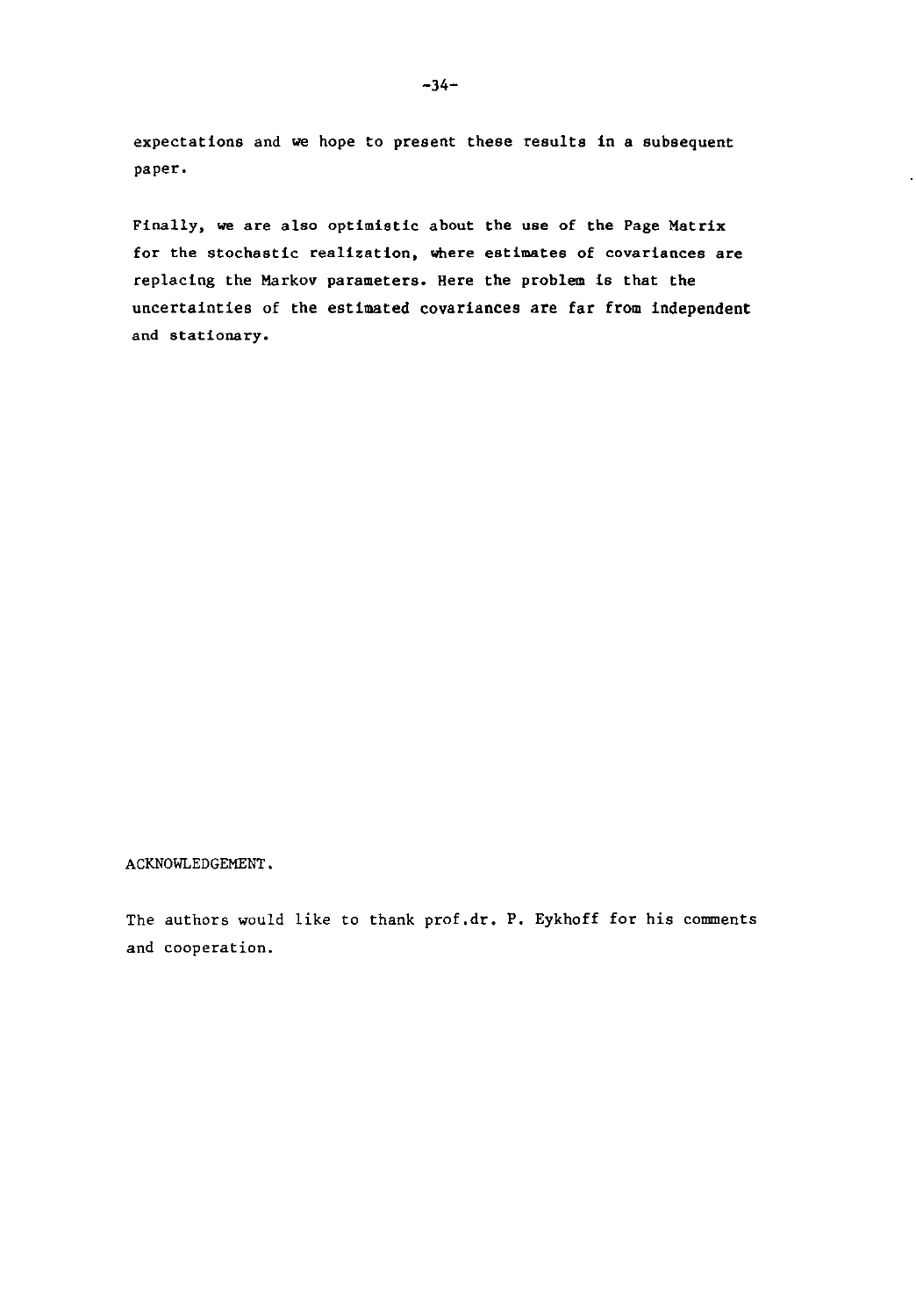expectations and we hope to present these results in a subsequent paper.

Finally, we are also optimistic about the use of the Page Matrix for the stochastic realization, where estimates of covariances are replacing the Markov parameters. Here the problem is that the uncertainties of the estimated covariances are far from independent and stationary.

ACKNOWLEDGEMENT.

The authors would like to thank prof.dr. P. Eykhoff for his comments and cooperation.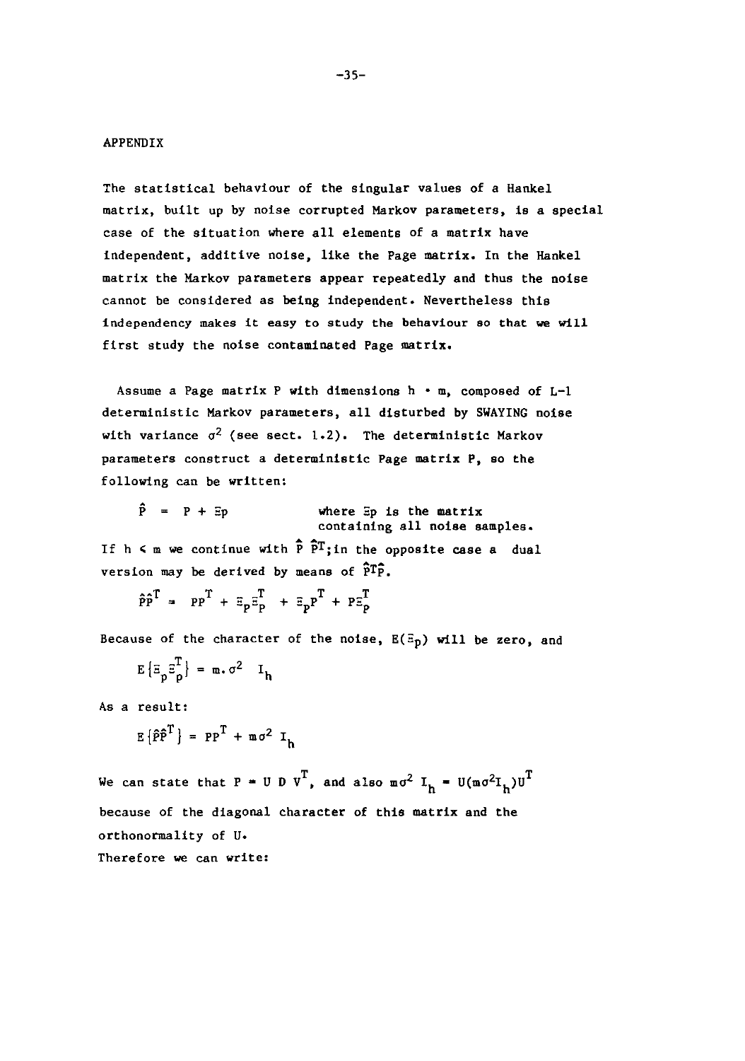## APPENDIX

The statistical behaviour of the singular values of a Hankel matrix, built up by noise corrupted Markov parameters, is a special case of the situation where all elements of a matrix have independent, additive noise, like the Page matrix. In the Hankel matrix the Markov parameters appear repeatedly and thus the noise cannot be considered as being independent. Nevertheless this independency makes it easy to study the behaviour so that we will first study the noise contaminated Page matrix.

Assume a Page matrix P with dimensions $h \cdot m$, composed of L-1 deterministic Markov parameters, all disturbed by SWAYING noise with variance $\sigma^2$ (see sect. 1.2). The deterministic Markov parameters construct a deterministic Page matrix P, so the following can be written:

$$\hat{P} = P + \Xi_p$$

where $\Xi_p$ is the matrix containing all noise samples.

If $h \leq m$ we continue with $\hat{P}\,\hat{P}^T$; in the opposite case a dual version may be derived by means of $\hat{P}^T\hat{P}$.

$$\hat{P}\hat{P}^T = PP^T + \Xi_p\Xi_p^T + \Xi_p P^T + P\Xi_p^T$$

Because of the character of the noise, $E(\Xi_p)$ will be zero, and

$$E\{\Xi_p\Xi_p^T\} = m.\sigma^2 \; I_h$$

As a result:

$$E\{\hat{P}\hat{P}^T\} = PP^T + m\sigma^2 \; I_h$$

We can state that $P = U\,D\,V^T$, and also $m\sigma^2 \; I_h = U(m\sigma^2 I_h)U^T$ because of the diagonal character of this matrix and the orthonormality of U.

Therefore we can write: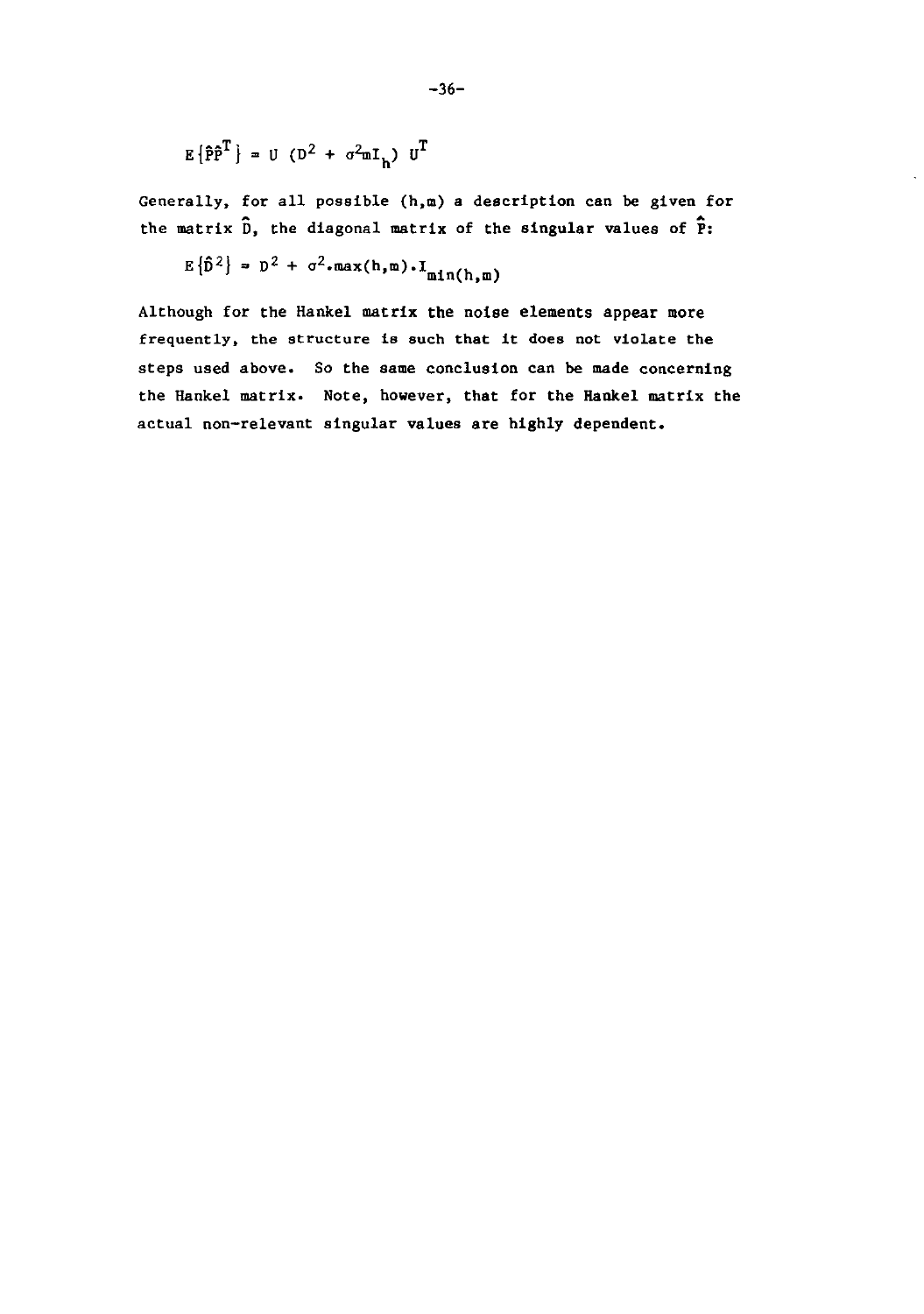$$E\{\hat{P}\hat{P}^T\} = U\ (D^2 + \sigma^2 m I_h)\ U^T$$

Generally, for all possible (h,m) a description can be given for the matrix $\hat{D}$, the diagonal matrix of the singular values of $\hat{P}$:

$$E\{\hat{D}^2\} = D^2 + \sigma^2 . \max(h,m) . I_{\min(h,m)}$$

Although for the Hankel matrix the noise elements appear more frequently, the structure is such that it does not violate the steps used above. So the same conclusion can be made concerning the Hankel matrix. Note, however, that for the Hankel matrix the actual non-relevant singular values are highly dependent.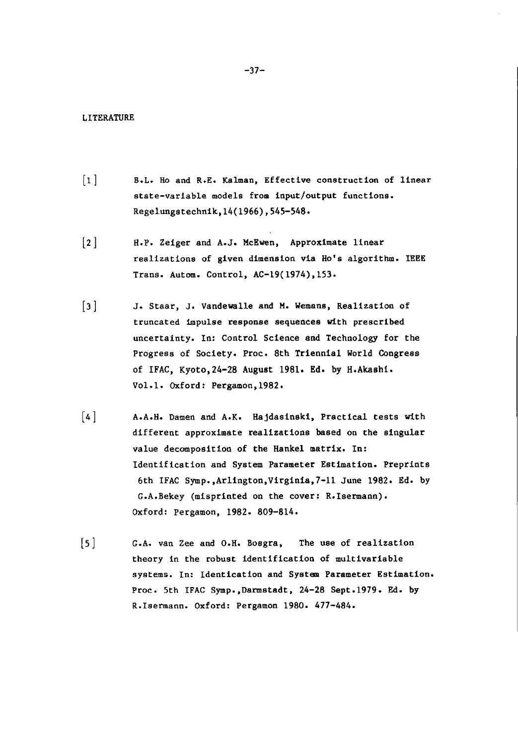## LITERATURE

[1] B.L. Ho and R.E. Kalman, Effective construction of linear state-variable models from input/output functions. Regelungstechnik,14(1966),545-548.

[2] H.P. Zeiger and A.J. McEwen, Approximate linear realizations of given dimension via Ho's algorithm. IEEE Trans. Autom. Control, AC-19(1974),153.

[3] J. Staar, J. Vandewalle and M. Wemans, Realization of truncated impulse response sequences with prescribed uncertainty. In: Control Science and Technology for the Progress of Society. Proc. 8th Triennial World Congress of IFAC, Kyoto,24-28 August 1981. Ed. by H.Akashi. Vol.1. Oxford: Pergamon,1982.

[4] A.A.H. Damen and A.K. Hajdasinski, Practical tests with different approximate realizations based on the singular value decomposition of the Hankel matrix. In: Identification and System Parameter Estimation. Preprints 6th IFAC Symp.,Arlington,Virginia,7-11 June 1982. Ed. by G.A.Bekey (misprinted on the cover: R.Isermann). Oxford: Pergamon, 1982. 809-814.

[5] G.A. van Zee and O.H. Bosgra, The use of realization theory in the robust identification of multivariable systems. In: Identication and System Parameter Estimation. Proc. 5th IFAC Symp.,Darmstadt, 24-28 Sept.1979. Ed. by R.Isermann. Oxford: Pergamon 1980. 477-484.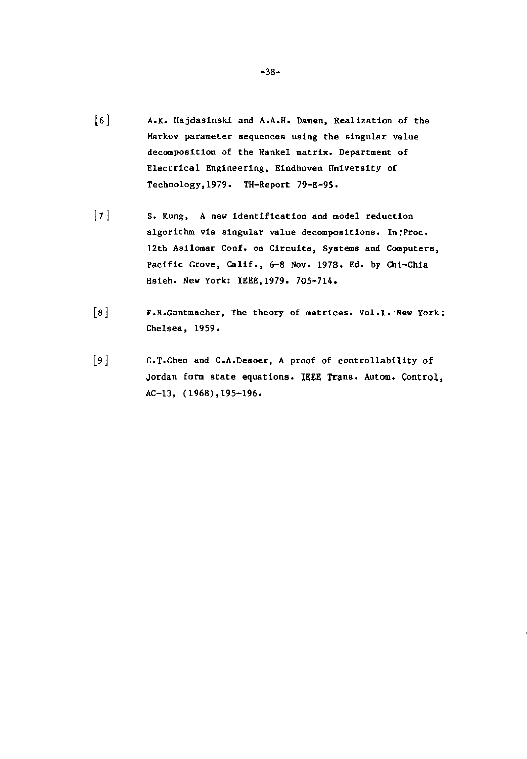[6] A.K. Hajdasinski and A.A.H. Damen, Realization of the Markov parameter sequences using the singular value decomposition of the Hankel matrix. Department of Electrical Engineering, Eindhoven University of Technology,1979. TH-Report 79-E-95.

[7] S. Kung, A new identification and model reduction algorithm via singular value decompositions. In:Proc. 12th Asilomar Conf. on Circuits, Systems and Computers, Pacific Grove, Calif., 6-8 Nov. 1978. Ed. by Chi-Chia Hsieh. New York: IEEE,1979. 705-714.

[8] F.R.Gantmacher, The theory of matrices. Vol.1. New York: Chelsea, 1959.

[9] C.T.Chen and C.A.Desoer, A proof of controllability of Jordan form state equations. IEEE Trans. Autom. Control, AC-13, (1968),195-196.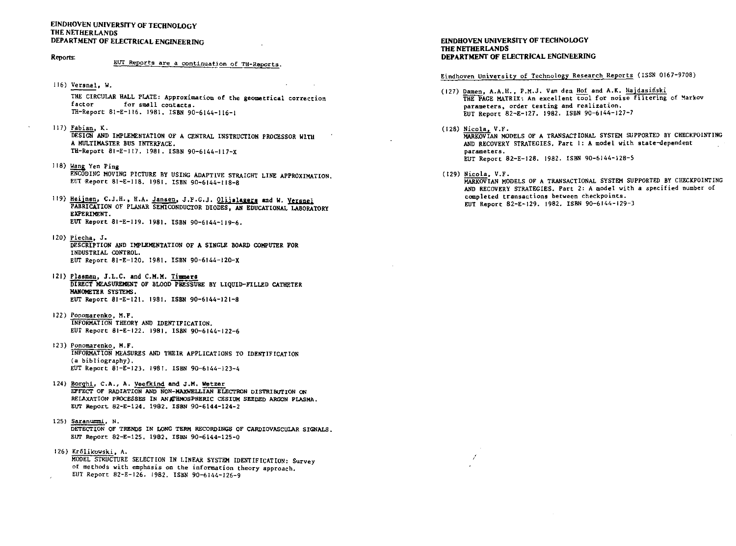**EINDHOVEN UNIVERSITY OF TECHNOLOGY**
**THE NETHERLANDS**
**DEPARTMENT OF ELECTRICAL ENGINEERING**

Reports: EUT Reports are a continuation of TH-Reports.

116) Versnel, W.
THE CIRCULAR HALL PLATE: Approximation of the geometrical correction factor for small contacts.
TH-Report 81-E-116. 1981. ISBN 90-6144-116-1

117) Fabian, K.
DESIGN AND IMPLEMENTATION OF A CENTRAL INSTRUCTION PROCESSOR WITH A MULTIMASTER BUS INTERFACE.
TH-Report 81-E-117. 1981. ISBN 90-6144-117-X

118) Wang Yen Ping
ENCODING MOVING PICTURE BY USING ADAPTIVE STRAIGHT LINE APPROXIMATION.
EUT Report 81-E-118. 1981. ISBN 90-6144-118-8

119) Heijnen, C.J.H., H.A. Jansen, J.F.G.J. Olijslagers and W. Versnel
FABRICATION OF PLANAR SEMICONDUCTOR DIODES, AN EDUCATIONAL LABORATORY EXPERIMENT.
EUT Report 81-E-119. 1981. ISBN 90-6144-119-6.

120) Piecha, J.
DESCRIPTION AND IMPLEMENTATION OF A SINGLE BOARD COMPUTER FOR INDUSTRIAL CONTROL.
EUT Report 81-E-120. 1981. ISBN 90-6144-120-X

121) Plasman, J.L.C. and C.M.M. Timmers
DIRECT MEASUREMENT OF BLOOD PRESSURE BY LIQUID-FILLED CATHETER MANOMETER SYSTEMS.
EUT Report 81-E-121. 1981. ISBN 90-6144-121-8

122) Ponomarenko, M.F.
INFORMATION THEORY AND IDENTIFICATION.
EUT Report 81-E-122. 1981. ISBN 90-6144-122-6

123) Ponomarenko, M.F.
INFORMATION MEASURES AND THEIR APPLICATIONS TO IDENTIFICATION (a bibliography).
EUT Report 81-E-123. 1981. ISBN 90-6144-123-4

124) Borghi, C.A., A. Veefkind and J.M. Wetzer
EFFECT OF RADIATION AND NON-MAXWELLIAN ELECTRON DISTRIBUTION ON RELAXATION PROCESSES IN AN ATMOSPHERIC CESIUM SEEDED ARGON PLASMA.
EUT Report 82-E-124. 1982. ISBN 90-6144-124-2

125) Saranummi, N.
DETECTION OF TRENDS IN LONG TERM RECORDINGS OF CARDIOVASCULAR SIGNALS.
EUT Report 82-E-125. 1982. ISBN 90-6144-125-0

126) Królikowski, A.
MODEL STRUCTURE SELECTION IN LINEAR SYSTEM IDENTIFICATION: Survey of methods with emphasis on the information theory approach.
EUT Report 82-E-126. 1982. ISBN 90-6144-126-9

**EINDHOVEN UNIVERSITY OF TECHNOLOGY**
**THE NETHERLANDS**
**DEPARTMENT OF ELECTRICAL ENGINEERING**

Eindhoven University of Technology Research Reports (ISSN 0167-9708)

(127) Damen, A.A.H., P.M.J. Van den Hof and A.K. Hajdasiński
THE PAGE MATRIX: An excellent tool for noise filtering of Markov parameters, order testing and realization.
EUT Report 82-E-127. 1982. ISBN 90-6144-127-7

(128) Nicola, V.F.
MARKOVIAN MODELS OF A TRANSACTIONAL SYSTEM SUPPORTED BY CHECKPOINTING AND RECOVERY STRATEGIES. Part 1: A model with state-dependent parameters.
EUT Report 82-E-128. 1982. ISBN 90-6144-128-5

(129) Nicola, V.F.
MARKOVIAN MODELS OF A TRANSACTIONAL SYSTEM SUPPORTED BY CHECKPOINTING AND RECOVERY STRATEGIES. Part 2: A model with a specified number of completed transactions between checkpoints.
EUT Report 82-E-129. 1982. ISBN 90-6144-129-3